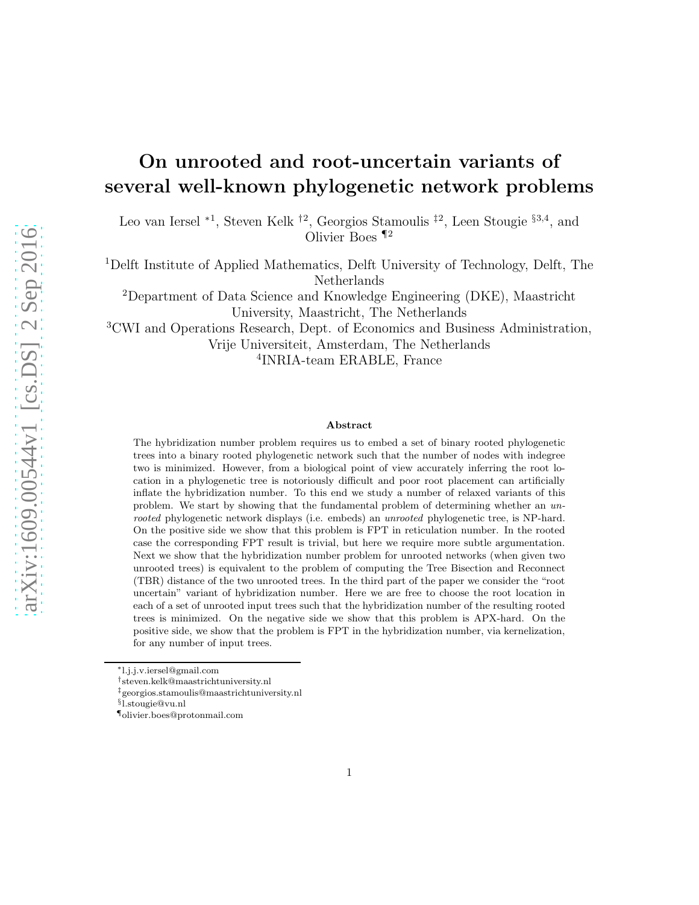# On unrooted and root-uncertain variants of several well-known phylogenetic network problems

Leo van Iersel [*1], Steven Kelk [†2], Georgios Stamoulis [‡2], Leen Stougie [§3,4], and Olivier Boes [¶2]

[1]Delft Institute of Applied Mathematics, Delft University of Technology, Delft, The Netherlands

[2]Department of Data Science and Knowledge Engineering (DKE), Maastricht University, Maastricht, The Netherlands

[3]CWI and Operations Research, Dept. of Economics and Business Administration, Vrije Universiteit, Amsterdam, The Netherlands

[4]INRIA-team ERABLE, France

#### Abstract

The hybridization number problem requires us to embed a set of binary rooted phylogenetic trees into a binary rooted phylogenetic network such that the number of nodes with indegree two is minimized. However, from a biological point of view accurately inferring the root location in a phylogenetic tree is notoriously difficult and poor root placement can artificially inflate the hybridization number. To this end we study a number of relaxed variants of this problem. We start by showing that the fundamental problem of determining whether an *unrooted* phylogenetic network displays (i.e. embeds) an *unrooted* phylogenetic tree, is NP-hard. On the positive side we show that this problem is FPT in reticulation number. In the rooted case the corresponding FPT result is trivial, but here we require more subtle argumentation. Next we show that the hybridization number problem for unrooted networks (when given two unrooted trees) is equivalent to the problem of computing the Tree Bisection and Reconnect (TBR) distance of the two unrooted trees. In the third part of the paper we consider the "root uncertain" variant of hybridization number. Here we are free to choose the root location in each of a set of unrooted input trees such that the hybridization number of the resulting rooted trees is minimized. On the negative side we show that this problem is APX-hard. On the positive side, we show that the problem is FPT in the hybridization number, via kernelization, for any number of input trees.

---

[*] l.j.j.v.iersel@gmail.com

[†] steven.kelk@maastrichtuniversity.nl

[‡] georgios.stamoulis@maastrichtuniversity.nl

[§] l.stougie@vu.nl

[¶] olivier.boes@protonmail.com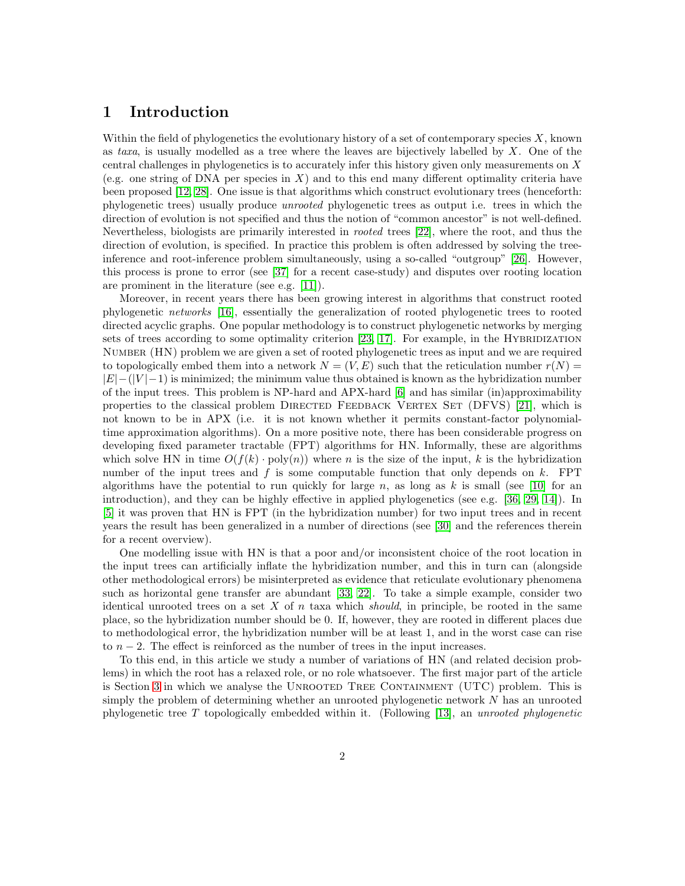# 1 Introduction

Within the field of phylogenetics the evolutionary history of a set of contemporary species $X$, known as *taxa*, is usually modelled as a tree where the leaves are bijectively labelled by $X$. One of the central challenges in phylogenetics is to accurately infer this history given only measurements on $X$ (e.g. one string of DNA per species in $X$) and to this end many different optimality criteria have been proposed [12, 28]. One issue is that algorithms which construct evolutionary trees (henceforth: phylogenetic trees) usually produce *unrooted* phylogenetic trees as output i.e. trees in which the direction of evolution is not specified and thus the notion of "common ancestor" is not well-defined. Nevertheless, biologists are primarily interested in *rooted* trees [22], where the root, and thus the direction of evolution, is specified. In practice this problem is often addressed by solving the tree-inference and root-inference problem simultaneously, using a so-called "outgroup" [26]. However, this process is prone to error (see [37] for a recent case-study) and disputes over rooting location are prominent in the literature (see e.g. [11]).

Moreover, in recent years there has been growing interest in algorithms that construct rooted phylogenetic *networks* [16], essentially the generalization of rooted phylogenetic trees to rooted directed acyclic graphs. One popular methodology is to construct phylogenetic networks by merging sets of trees according to some optimality criterion [23, 17]. For example, in the Hybridization Number (HN) problem we are given a set of rooted phylogenetic trees as input and we are required to topologically embed them into a network $N = (V, E)$ such that the reticulation number $r(N) = |E| - (|V| - 1)$ is minimized; the minimum value thus obtained is known as the hybridization number of the input trees. This problem is NP-hard and APX-hard [6] and has similar (in)approximability properties to the classical problem Directed Feedback Vertex Set (DFVS) [21], which is not known to be in APX (i.e. it is not known whether it permits constant-factor polynomial-time approximation algorithms). On a more positive note, there has been considerable progress on developing fixed parameter tractable (FPT) algorithms for HN. Informally, these are algorithms which solve HN in time $O(f(k) \cdot \text{poly}(n))$ where $n$ is the size of the input, $k$ is the hybridization number of the input trees and $f$ is some computable function that only depends on $k$. FPT algorithms have the potential to run quickly for large $n$, as long as $k$ is small (see [10] for an introduction), and they can be highly effective in applied phylogenetics (see e.g. [36, 29, 14]). In [5] it was proven that HN is FPT (in the hybridization number) for two input trees and in recent years the result has been generalized in a number of directions (see [30] and the references therein for a recent overview).

One modelling issue with HN is that a poor and/or inconsistent choice of the root location in the input trees can artificially inflate the hybridization number, and this in turn can (alongside other methodological errors) be misinterpreted as evidence that reticulate evolutionary phenomena such as horizontal gene transfer are abundant [33, 22]. To take a simple example, consider two identical unrooted trees on a set $X$ of $n$ taxa which *should*, in principle, be rooted in the same place, so the hybridization number should be 0. If, however, they are rooted in different places due to methodological error, the hybridization number will be at least 1, and in the worst case can rise to $n - 2$. The effect is reinforced as the number of trees in the input increases.

To this end, in this article we study a number of variations of HN (and related decision problems) in which the root has a relaxed role, or no role whatsoever. The first major part of the article is Section 3 in which we analyse the Unrooted Tree Containment (UTC) problem. This is simply the problem of determining whether an unrooted phylogenetic network $N$ has an unrooted phylogenetic tree $T$ topologically embedded within it. (Following [13], an *unrooted phylogenetic*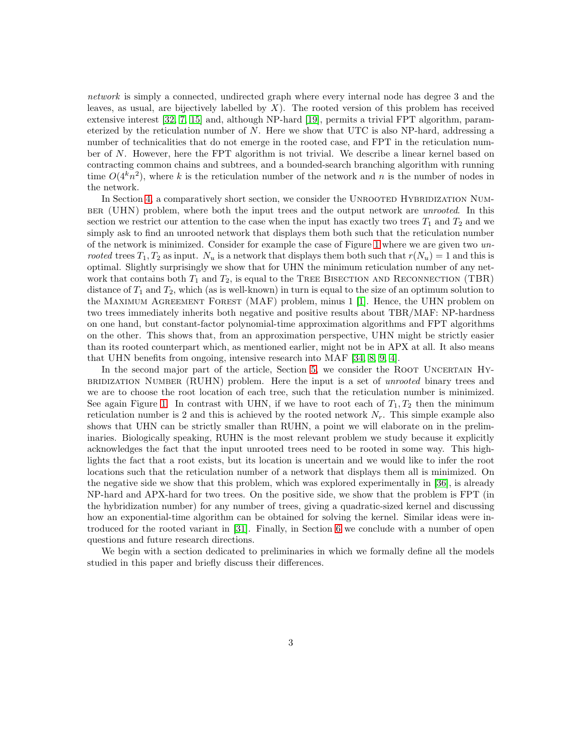*network* is simply a connected, undirected graph where every internal node has degree 3 and the leaves, as usual, are bijectively labelled by $X$). The rooted version of this problem has received extensive interest [32, 7, 15] and, although NP-hard [19], permits a trivial FPT algorithm, parameterized by the reticulation number of $N$. Here we show that UTC is also NP-hard, addressing a number of technicalities that do not emerge in the rooted case, and FPT in the reticulation number of $N$. However, here the FPT algorithm is not trivial. We describe a linear kernel based on contracting common chains and subtrees, and a bounded-search branching algorithm with running time $O(4^k n^2)$, where $k$ is the reticulation number of the network and $n$ is the number of nodes in the network.

In Section 4, a comparatively short section, we consider the Unrooted Hybridization Number (UHN) problem, where both the input trees and the output network are *unrooted*. In this section we restrict our attention to the case when the input has exactly two trees $T_1$ and $T_2$ and we simply ask to find an unrooted network that displays them both such that the reticulation number of the network is minimized. Consider for example the case of Figure 1 where we are given two *unrooted* trees $T_1, T_2$ as input. $N_u$ is a network that displays them both such that $r(N_u) = 1$ and this is optimal. Slightly surprisingly we show that for UHN the minimum reticulation number of any network that contains both $T_1$ and $T_2$, is equal to the Tree Bisection and Reconnection (TBR) distance of $T_1$ and $T_2$, which (as is well-known) in turn is equal to the size of an optimum solution to the Maximum Agreement Forest (MAF) problem, minus 1 [1]. Hence, the UHN problem on two trees immediately inherits both negative and positive results about TBR/MAF: NP-hardness on one hand, but constant-factor polynomial-time approximation algorithms and FPT algorithms on the other. This shows that, from an approximation perspective, UHN might be strictly easier than its rooted counterpart which, as mentioned earlier, might not be in APX at all. It also means that UHN benefits from ongoing, intensive research into MAF [34, 8, 9, 4].

In the second major part of the article, Section 5, we consider the Root Uncertain Hybridization Number (RUHN) problem. Here the input is a set of *unrooted* binary trees and we are to choose the root location of each tree, such that the reticulation number is minimized. See again Figure 1. In contrast with UHN, if we have to root each of $T_1, T_2$ then the minimum reticulation number is 2 and this is achieved by the rooted network $N_r$. This simple example also shows that UHN can be strictly smaller than RUHN, a point we will elaborate on in the preliminaries. Biologically speaking, RUHN is the most relevant problem we study because it explicitly acknowledges the fact that the input unrooted trees need to be rooted in some way. This highlights the fact that a root exists, but its location is uncertain and we would like to infer the root locations such that the reticulation number of a network that displays them all is minimized. On the negative side we show that this problem, which was explored experimentally in [36], is already NP-hard and APX-hard for two trees. On the positive side, we show that the problem is FPT (in the hybridization number) for any number of trees, giving a quadratic-sized kernel and discussing how an exponential-time algorithm can be obtained for solving the kernel. Similar ideas were introduced for the rooted variant in [31]. Finally, in Section 6 we conclude with a number of open questions and future research directions.

We begin with a section dedicated to preliminaries in which we formally define all the models studied in this paper and briefly discuss their differences.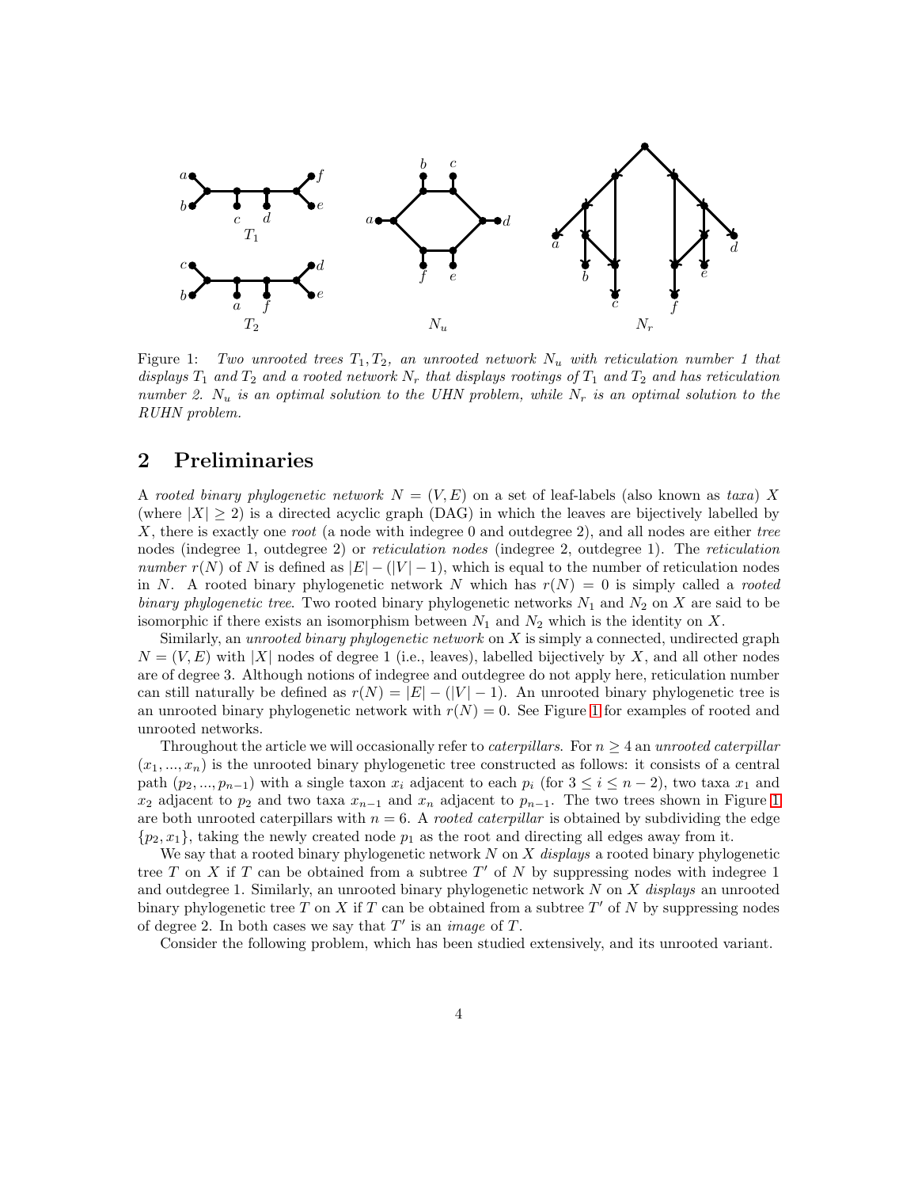Figure 1: *Two unrooted trees $T_1, T_2$, an unrooted network $N_u$ with reticulation number 1 that displays $T_1$ and $T_2$ and a rooted network $N_r$ that displays rootings of $T_1$ and $T_2$ and has reticulation number 2. $N_u$ is an optimal solution to the UHN problem, while $N_r$ is an optimal solution to the RUHN problem.*

## 2 Preliminaries

A *rooted binary phylogenetic network* $N = (V, E)$ on a set of leaf-labels (also known as *taxa*) $X$ (where $|X| \geq 2$) is a directed acyclic graph (DAG) in which the leaves are bijectively labelled by $X$, there is exactly one *root* (a node with indegree 0 and outdegree 2), and all nodes are either *tree* nodes (indegree 1, outdegree 2) or *reticulation nodes* (indegree 2, outdegree 1). The *reticulation number* $r(N)$ of $N$ is defined as $|E| - (|V| - 1)$, which is equal to the number of reticulation nodes in $N$. A rooted binary phylogenetic network $N$ which has $r(N) = 0$ is simply called a *rooted binary phylogenetic tree*. Two rooted binary phylogenetic networks $N_1$ and $N_2$ on $X$ are said to be isomorphic if there exists an isomorphism between $N_1$ and $N_2$ which is the identity on $X$.

Similarly, an *unrooted binary phylogenetic network* on $X$ is simply a connected, undirected graph $N = (V, E)$ with $|X|$ nodes of degree 1 (i.e., leaves), labelled bijectively by $X$, and all other nodes are of degree 3. Although notions of indegree and outdegree do not apply here, reticulation number can still naturally be defined as $r(N) = |E| - (|V| - 1)$. An unrooted binary phylogenetic tree is an unrooted binary phylogenetic network with $r(N) = 0$. See Figure 1 for examples of rooted and unrooted networks.

Throughout the article we will occasionally refer to *caterpillars*. For $n \geq 4$ an *unrooted caterpillar* $(x_1, ..., x_n)$ is the unrooted binary phylogenetic tree constructed as follows: it consists of a central path $(p_2, ..., p_{n-1})$ with a single taxon $x_i$ adjacent to each $p_i$ (for $3 \leq i \leq n-2$), two taxa $x_1$ and $x_2$ adjacent to $p_2$ and two taxa $x_{n-1}$ and $x_n$ adjacent to $p_{n-1}$. The two trees shown in Figure 1 are both unrooted caterpillars with $n = 6$. A *rooted caterpillar* is obtained by subdividing the edge $\{p_2, x_1\}$, taking the newly created node $p_1$ as the root and directing all edges away from it.

We say that a rooted binary phylogenetic network $N$ on $X$ *displays* a rooted binary phylogenetic tree $T$ on $X$ if $T$ can be obtained from a subtree $T'$ of $N$ by suppressing nodes with indegree 1 and outdegree 1. Similarly, an unrooted binary phylogenetic network $N$ on $X$ *displays* an unrooted binary phylogenetic tree $T$ on $X$ if $T$ can be obtained from a subtree $T'$ of $N$ by suppressing nodes of degree 2. In both cases we say that $T'$ is an *image* of $T$.

Consider the following problem, which has been studied extensively, and its unrooted variant.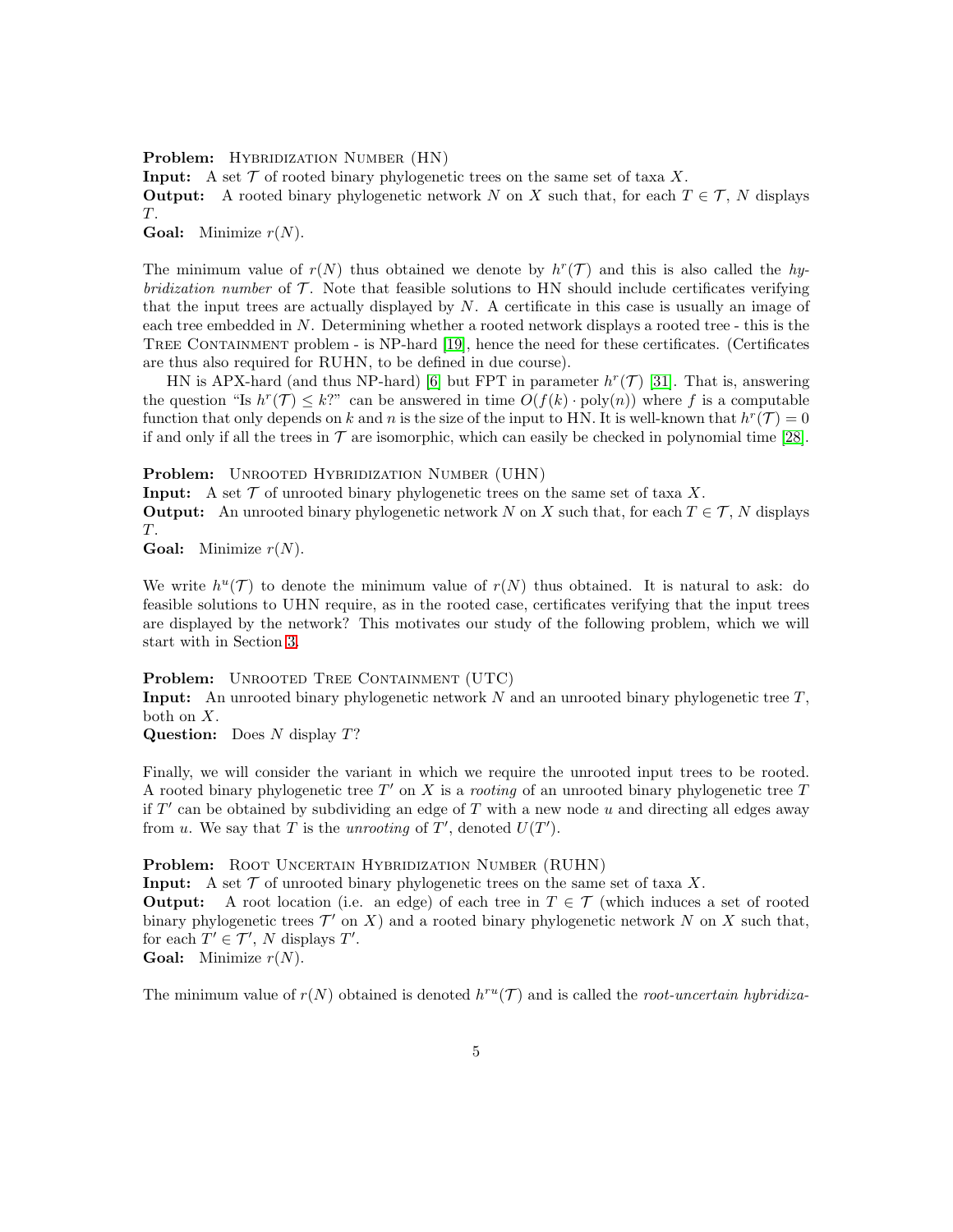**Problem:** Hybridization Number (HN)
**Input:** A set $\mathcal{T}$ of rooted binary phylogenetic trees on the same set of taxa $X$.
**Output:** A rooted binary phylogenetic network $N$ on $X$ such that, for each $T \in \mathcal{T}$, $N$ displays $T$.
**Goal:** Minimize $r(N)$.

The minimum value of $r(N)$ thus obtained we denote by $h^r(\mathcal{T})$ and this is also called the *hybridization number* of $\mathcal{T}$. Note that feasible solutions to HN should include certificates verifying that the input trees are actually displayed by $N$. A certificate in this case is usually an image of each tree embedded in $N$. Determining whether a rooted network displays a rooted tree - this is the Tree Containment problem - is NP-hard [19], hence the need for these certificates. (Certificates are thus also required for RUHN, to be defined in due course).

HN is APX-hard (and thus NP-hard) [6] but FPT in parameter $h^r(\mathcal{T})$ [31]. That is, answering the question "Is $h^r(\mathcal{T}) \leq k$?" can be answered in time $O(f(k) \cdot \text{poly}(n))$ where $f$ is a computable function that only depends on $k$ and $n$ is the size of the input to HN. It is well-known that $h^r(\mathcal{T}) = 0$ if and only if all the trees in $\mathcal{T}$ are isomorphic, which can easily be checked in polynomial time [28].

**Problem:** Unrooted Hybridization Number (UHN)
**Input:** A set $\mathcal{T}$ of unrooted binary phylogenetic trees on the same set of taxa $X$.
**Output:** An unrooted binary phylogenetic network $N$ on $X$ such that, for each $T \in \mathcal{T}$, $N$ displays $T$.
**Goal:** Minimize $r(N)$.

We write $h^u(\mathcal{T})$ to denote the minimum value of $r(N)$ thus obtained. It is natural to ask: do feasible solutions to UHN require, as in the rooted case, certificates verifying that the input trees are displayed by the network? This motivates our study of the following problem, which we will start with in Section 3.

**Problem:** Unrooted Tree Containment (UTC)
**Input:** An unrooted binary phylogenetic network $N$ and an unrooted binary phylogenetic tree $T$, both on $X$.
**Question:** Does $N$ display $T$?

Finally, we will consider the variant in which we require the unrooted input trees to be rooted. A rooted binary phylogenetic tree $T'$ on $X$ is a *rooting* of an unrooted binary phylogenetic tree $T$ if $T'$ can be obtained by subdividing an edge of $T$ with a new node $u$ and directing all edges away from $u$. We say that $T$ is the *unrooting* of $T'$, denoted $U(T')$.

**Problem:** Root Uncertain Hybridization Number (RUHN)
**Input:** A set $\mathcal{T}$ of unrooted binary phylogenetic trees on the same set of taxa $X$.
**Output:** A root location (i.e. an edge) of each tree in $T \in \mathcal{T}$ (which induces a set of rooted binary phylogenetic trees $\mathcal{T}'$ on $X$) and a rooted binary phylogenetic network $N$ on $X$ such that, for each $T' \in \mathcal{T}'$, $N$ displays $T'$.
**Goal:** Minimize $r(N)$.

The minimum value of $r(N)$ obtained is denoted $h^{ru}(\mathcal{T})$ and is called the *root-uncertain hybridiza-*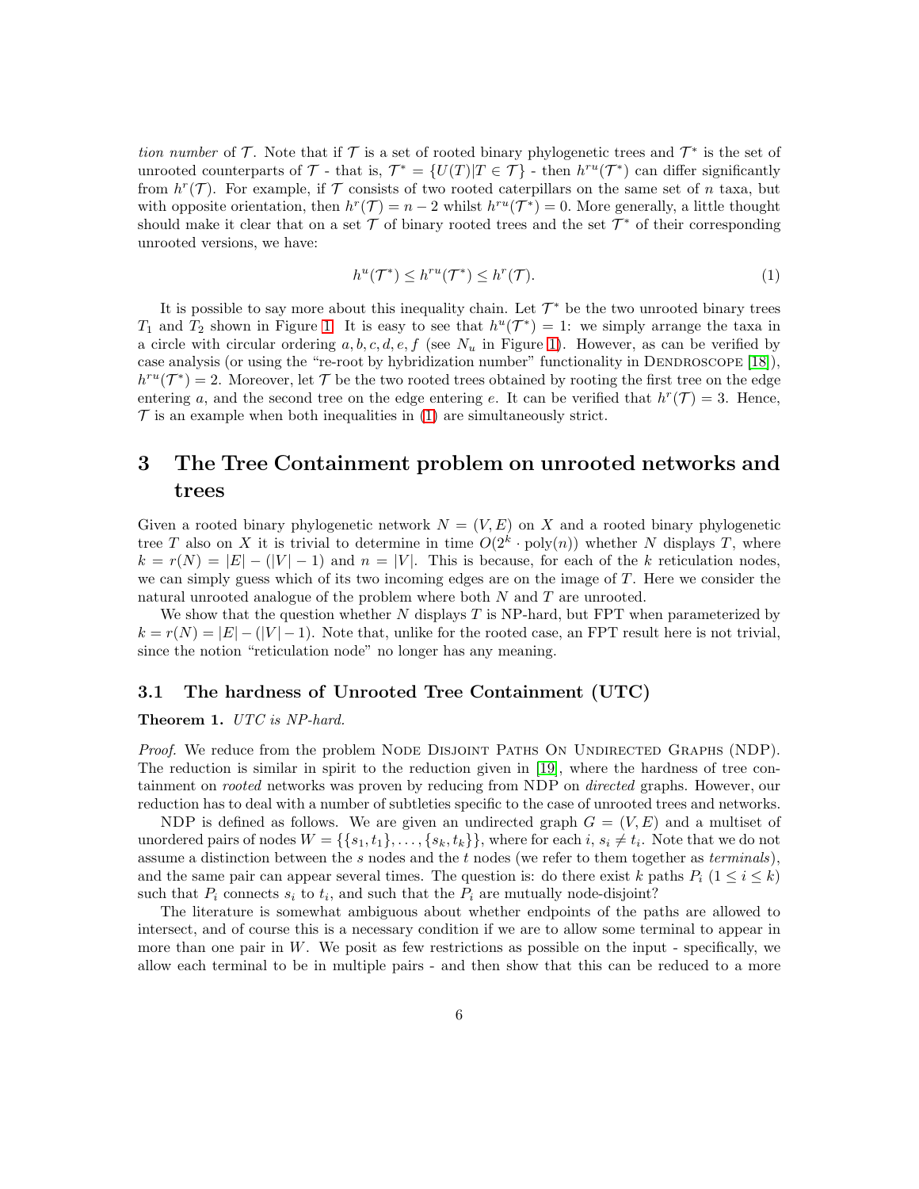*tion number* of $\mathcal{T}$. Note that if $\mathcal{T}$ is a set of rooted binary phylogenetic trees and $\mathcal{T}^*$ is the set of unrooted counterparts of $\mathcal{T}$ - that is, $\mathcal{T}^* = \{U(T)|T \in \mathcal{T}\}$ - then $h^{ru}(\mathcal{T}^*)$ can differ significantly from $h^r(\mathcal{T})$. For example, if $\mathcal{T}$ consists of two rooted caterpillars on the same set of $n$ taxa, but with opposite orientation, then $h^r(\mathcal{T}) = n-2$ whilst $h^{ru}(\mathcal{T}^*) = 0$. More generally, a little thought should make it clear that on a set $\mathcal{T}$ of binary rooted trees and the set $\mathcal{T}^*$ of their corresponding unrooted versions, we have:

$$h^u(\mathcal{T}^*) \leq h^{ru}(\mathcal{T}^*) \leq h^r(\mathcal{T}). \tag{1}$$

It is possible to say more about this inequality chain. Let $\mathcal{T}^*$ be the two unrooted binary trees $T_1$ and $T_2$ shown in Figure 1. It is easy to see that $h^u(\mathcal{T}^*) = 1$: we simply arrange the taxa in a circle with circular ordering $a, b, c, d, e, f$ (see $N_u$ in Figure 1). However, as can be verified by case analysis (or using the "re-root by hybridization number" functionality in Dendroscope [18]), $h^{ru}(\mathcal{T}^*) = 2$. Moreover, let $\mathcal{T}$ be the two rooted trees obtained by rooting the first tree on the edge entering $a$, and the second tree on the edge entering $e$. It can be verified that $h^r(\mathcal{T}) = 3$. Hence, $\mathcal{T}$ is an example when both inequalities in (1) are simultaneously strict.

# 3 The Tree Containment problem on unrooted networks and trees

Given a rooted binary phylogenetic network $N = (V, E)$ on $X$ and a rooted binary phylogenetic tree $T$ also on $X$ it is trivial to determine in time $O(2^k \cdot \text{poly}(n))$ whether $N$ displays $T$, where $k = r(N) = |E| - (|V| - 1)$ and $n = |V|$. This is because, for each of the $k$ reticulation nodes, we can simply guess which of its two incoming edges are on the image of $T$. Here we consider the natural unrooted analogue of the problem where both $N$ and $T$ are unrooted.

We show that the question whether $N$ displays $T$ is NP-hard, but FPT when parameterized by $k = r(N) = |E| - (|V| - 1)$. Note that, unlike for the rooted case, an FPT result here is not trivial, since the notion "reticulation node" no longer has any meaning.

## 3.1 The hardness of Unrooted Tree Containment (UTC)

**Theorem 1.** *UTC is NP-hard.*

*Proof.* We reduce from the problem Node Disjoint Paths On Undirected Graphs (NDP). The reduction is similar in spirit to the reduction given in [19], where the hardness of tree containment on *rooted* networks was proven by reducing from NDP on *directed* graphs. However, our reduction has to deal with a number of subtleties specific to the case of unrooted trees and networks.

NDP is defined as follows. We are given an undirected graph $G = (V, E)$ and a multiset of unordered pairs of nodes $W = \{\{s_1, t_1\}, \ldots, \{s_k, t_k\}\}$, where for each $i$, $s_i \neq t_i$. Note that we do not assume a distinction between the $s$ nodes and the $t$ nodes (we refer to them together as *terminals*), and the same pair can appear several times. The question is: do there exist $k$ paths $P_i$ ($1 \leq i \leq k$) such that $P_i$ connects $s_i$ to $t_i$, and such that the $P_i$ are mutually node-disjoint?

The literature is somewhat ambiguous about whether endpoints of the paths are allowed to intersect, and of course this is a necessary condition if we are to allow some terminal to appear in more than one pair in $W$. We posit as few restrictions as possible on the input - specifically, we allow each terminal to be in multiple pairs - and then show that this can be reduced to a more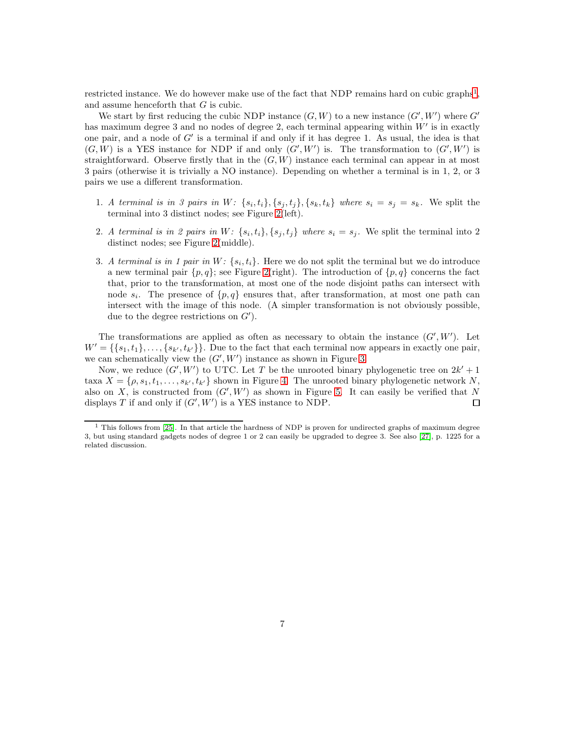restricted instance. We do however make use of the fact that NDP remains hard on cubic graphs[1], and assume henceforth that $G$ is cubic.

We start by first reducing the cubic NDP instance $(G, W)$ to a new instance $(G', W')$ where $G'$ has maximum degree 3 and no nodes of degree 2, each terminal appearing within $W'$ is in exactly one pair, and a node of $G'$ is a terminal if and only if it has degree 1. As usual, the idea is that $(G, W)$ is a YES instance for NDP if and only $(G', W')$ is. The transformation to $(G', W')$ is straightforward. Observe firstly that in the $(G, W)$ instance each terminal can appear in at most 3 pairs (otherwise it is trivially a NO instance). Depending on whether a terminal is in 1, 2, or 3 pairs we use a different transformation.

1. *A terminal is in 3 pairs in $W$: $\{s_i, t_i\}, \{s_j, t_j\}, \{s_k, t_k\}$ where $s_i = s_j = s_k$.* We split the terminal into 3 distinct nodes; see Figure 2(left).
2. *A terminal is in 2 pairs in $W$: $\{s_i, t_i\}, \{s_j, t_j\}$ where $s_i = s_j$.* We split the terminal into 2 distinct nodes; see Figure 2(middle).
3. *A terminal is in 1 pair in $W$: $\{s_i, t_i\}$.* Here we do not split the terminal but we do introduce a new terminal pair $\{p, q\}$; see Figure 2(right). The introduction of $\{p, q\}$ concerns the fact that, prior to the transformation, at most one of the node disjoint paths can intersect with node $s_i$. The presence of $\{p, q\}$ ensures that, after transformation, at most one path can intersect with the image of this node. (A simpler transformation is not obviously possible, due to the degree restrictions on $G'$).

The transformations are applied as often as necessary to obtain the instance $(G', W')$. Let $W' = \{\{s_1, t_1\}, \ldots, \{s_{k'}, t_{k'}\}\}$. Due to the fact that each terminal now appears in exactly one pair, we can schematically view the $(G', W')$ instance as shown in Figure 3.

Now, we reduce $(G', W')$ to UTC. Let $T$ be the unrooted binary phylogenetic tree on $2k' + 1$ taxa $X = \{\rho, s_1, t_1, \ldots, s_{k'}, t_{k'}\}$ shown in Figure 4. The unrooted binary phylogenetic network $N$, also on $X$, is constructed from $(G', W')$ as shown in Figure 5. It can easily be verified that $N$ displays $T$ if and only if $(G', W')$ is a YES instance to NDP. □

---

[1] This follows from [25]. In that article the hardness of NDP is proven for undirected graphs of maximum degree 3, but using standard gadgets nodes of degree 1 or 2 can easily be upgraded to degree 3. See also [27], p. 1225 for a related discussion.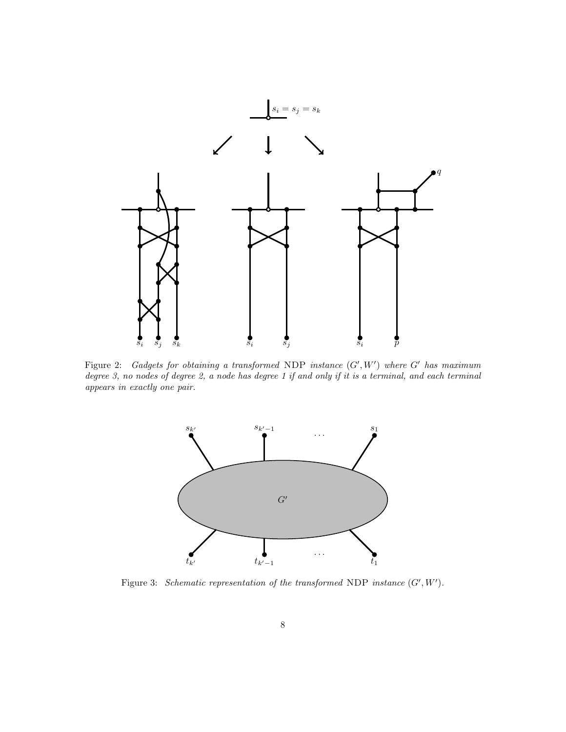$s_i = s_j = s_k$

$s_i$ $s_j$ $s_k$

$s_i$ $s_j$

$q$

$s_i$ $p$

Figure 2: *Gadgets for obtaining a transformed* NDP *instance* $(G', W')$ *where* $G'$ *has maximum degree 3, no nodes of degree 2, a node has degree 1 if and only if it is a terminal, and each terminal appears in exactly one pair.*

$s_{k'}$ $s_{k'-1}$ ... $s_1$

$G'$

$t_{k'}$ $t_{k'-1}$ ... $t_1$

Figure 3: *Schematic representation of the transformed* NDP *instance* $(G', W')$.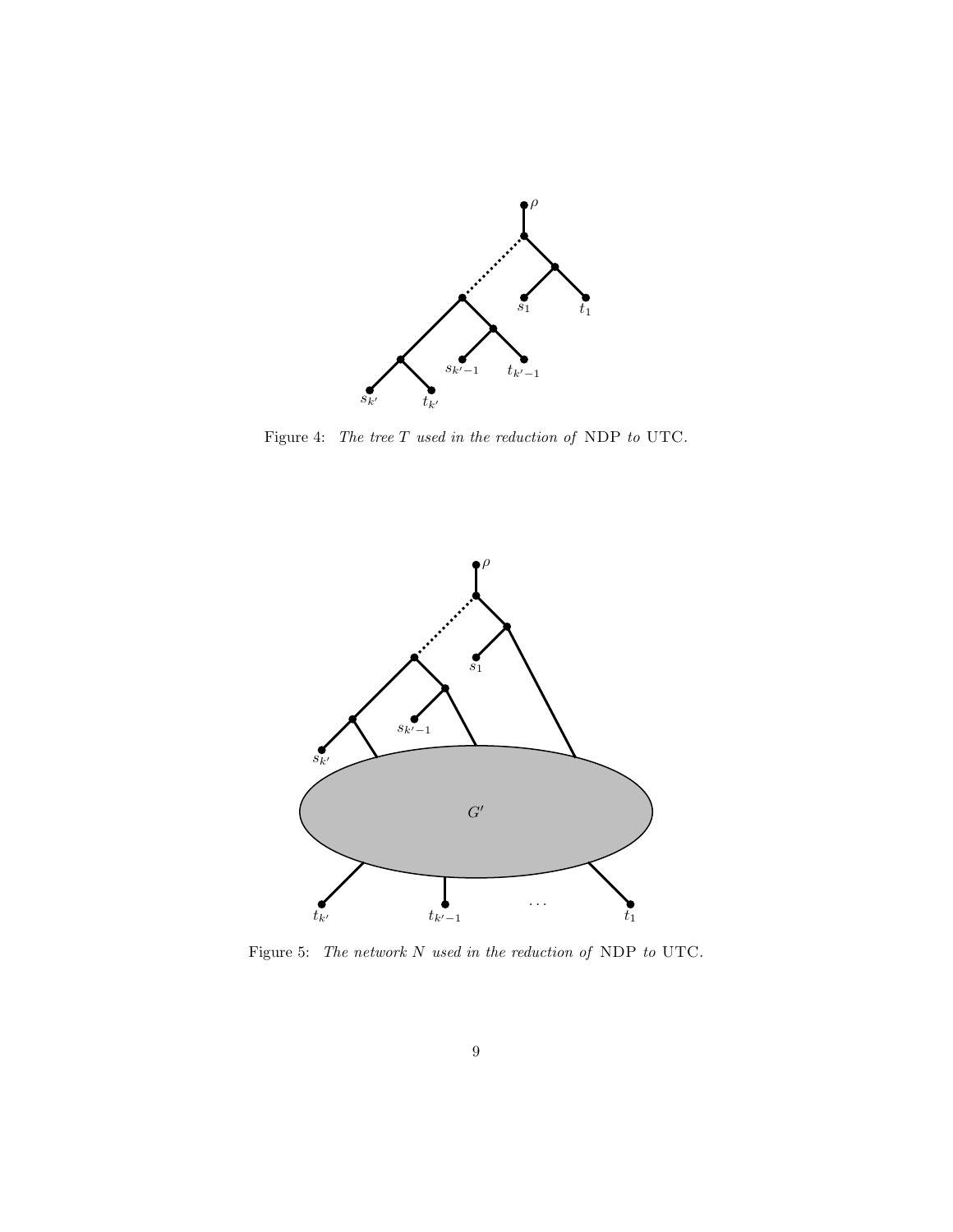Figure 4: *The tree $T$ used in the reduction of* NDP *to* UTC.

Figure 5: *The network $N$ used in the reduction of* NDP *to* UTC.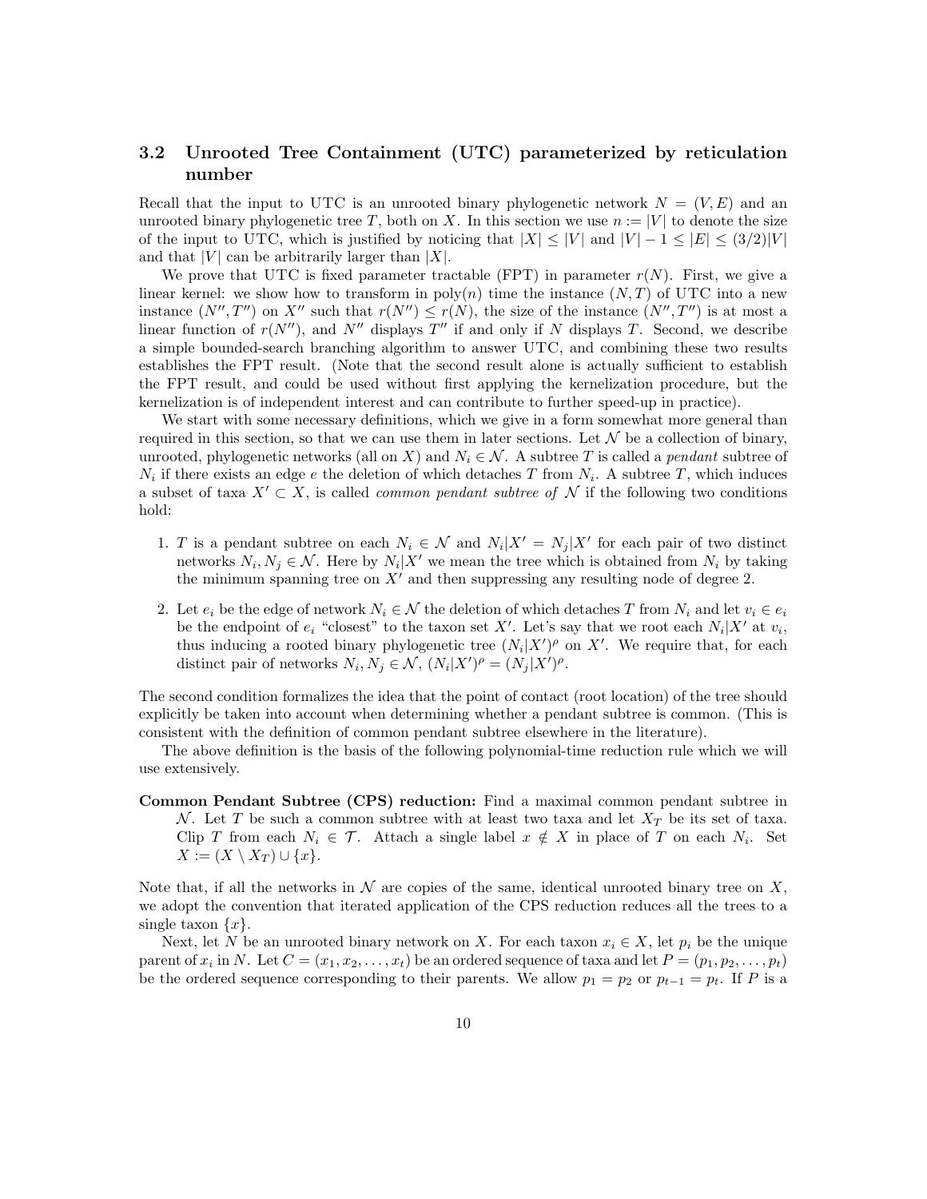### 3.2 Unrooted Tree Containment (UTC) parameterized by reticulation number

Recall that the input to UTC is an unrooted binary phylogenetic network $N = (V, E)$ and an unrooted binary phylogenetic tree $T$, both on $X$. In this section we use $n := |V|$ to denote the size of the input to UTC, which is justified by noticing that $|X| \leq |V|$ and $|V| - 1 \leq |E| \leq (3/2)|V|$ and that $|V|$ can be arbitrarily larger than $|X|$.

We prove that UTC is fixed parameter tractable (FPT) in parameter $r(N)$. First, we give a linear kernel: we show how to transform in poly($n$) time the instance $(N, T)$ of UTC into a new instance $(N'', T'')$ on $X''$ such that $r(N'') \leq r(N)$, the size of the instance $(N'', T'')$ is at most a linear function of $r(N'')$, and $N''$ displays $T''$ if and only if $N$ displays $T$. Second, we describe a simple bounded-search branching algorithm to answer UTC, and combining these two results establishes the FPT result. (Note that the second result alone is actually sufficient to establish the FPT result, and could be used without first applying the kernelization procedure, but the kernelization is of independent interest and can contribute to further speed-up in practice).

We start with some necessary definitions, which we give in a form somewhat more general than required in this section, so that we can use them in later sections. Let $\mathcal{N}$ be a collection of binary, unrooted, phylogenetic networks (all on $X$) and $N_i \in \mathcal{N}$. A subtree $T$ is called a *pendant* subtree of $N_i$ if there exists an edge $e$ the deletion of which detaches $T$ from $N_i$. A subtree $T$, which induces a subset of taxa $X' \subset X$, is called *common pendant subtree of* $\mathcal{N}$ if the following two conditions hold:

1. $T$ is a pendant subtree on each $N_i \in \mathcal{N}$ and $N_i|X' = N_j|X'$ for each pair of two distinct networks $N_i, N_j \in \mathcal{N}$. Here by $N_i|X'$ we mean the tree which is obtained from $N_i$ by taking the minimum spanning tree on $X'$ and then suppressing any resulting node of degree 2.

2. Let $e_i$ be the edge of network $N_i \in \mathcal{N}$ the deletion of which detaches $T$ from $N_i$ and let $v_i \in e_i$ be the endpoint of $e_i$ "closest" to the taxon set $X'$. Let's say that we root each $N_i|X'$ at $v_i$, thus inducing a rooted binary phylogenetic tree $(N_i|X')^\rho$ on $X'$. We require that, for each distinct pair of networks $N_i, N_j \in \mathcal{N}$, $(N_i|X')^\rho = (N_j|X')^\rho$.

The second condition formalizes the idea that the point of contact (root location) of the tree should explicitly be taken into account when determining whether a pendant subtree is common. (This is consistent with the definition of common pendant subtree elsewhere in the literature).

The above definition is the basis of the following polynomial-time reduction rule which we will use extensively.

**Common Pendant Subtree (CPS) reduction:** Find a maximal common pendant subtree in $\mathcal{N}$. Let $T$ be such a common subtree with at least two taxa and let $X_T$ be its set of taxa. Clip $T$ from each $N_i \in \mathcal{T}$. Attach a single label $x \notin X$ in place of $T$ on each $N_i$. Set $X := (X \setminus X_T) \cup \{x\}$.

Note that, if all the networks in $\mathcal{N}$ are copies of the same, identical unrooted binary tree on $X$, we adopt the convention that iterated application of the CPS reduction reduces all the trees to a single taxon $\{x\}$.

Next, let $N$ be an unrooted binary network on $X$. For each taxon $x_i \in X$, let $p_i$ be the unique parent of $x_i$ in $N$. Let $C = (x_1, x_2, \ldots, x_t)$ be an ordered sequence of taxa and let $P = (p_1, p_2, \ldots, p_t)$ be the ordered sequence corresponding to their parents. We allow $p_1 = p_2$ or $p_{t-1} = p_t$. If $P$ is a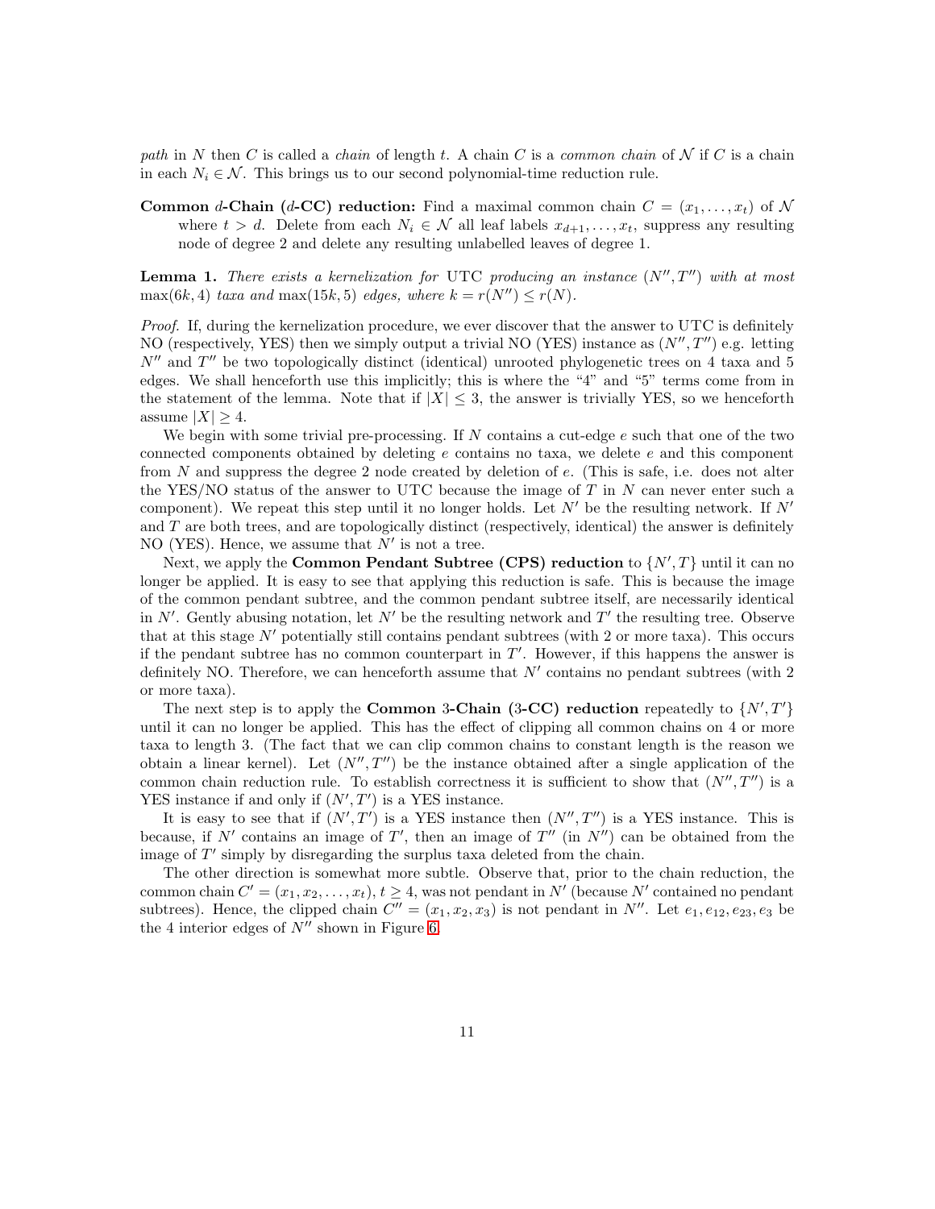*path* in $N$ then $C$ is called a *chain* of length $t$. A chain $C$ is a *common chain* of $\mathcal{N}$ if $C$ is a chain in each $N_i \in \mathcal{N}$. This brings us to our second polynomial-time reduction rule.

**Common $d$-Chain ($d$-CC) reduction:** Find a maximal common chain $C = (x_1, \ldots, x_t)$ of $\mathcal{N}$ where $t > d$. Delete from each $N_i \in \mathcal{N}$ all leaf labels $x_{d+1}, \ldots, x_t$, suppress any resulting node of degree 2 and delete any resulting unlabelled leaves of degree 1.

**Lemma 1.** *There exists a kernelization for* UTC *producing an instance* $(N'', T'')$ *with at most* $\max(6k, 4)$ *taxa and* $\max(15k, 5)$ *edges, where* $k = r(N'') \leq r(N)$.

*Proof.* If, during the kernelization procedure, we ever discover that the answer to UTC is definitely NO (respectively, YES) then we simply output a trivial NO (YES) instance as $(N'', T'')$ e.g. letting $N''$ and $T''$ be two topologically distinct (identical) unrooted phylogenetic trees on 4 taxa and 5 edges. We shall henceforth use this implicitly; this is where the "4" and "5" terms come from in the statement of the lemma. Note that if $|X| \leq 3$, the answer is trivially YES, so we henceforth assume $|X| \geq 4$.

We begin with some trivial pre-processing. If $N$ contains a cut-edge $e$ such that one of the two connected components obtained by deleting $e$ contains no taxa, we delete $e$ and this component from $N$ and suppress the degree 2 node created by deletion of $e$. (This is safe, i.e. does not alter the YES/NO status of the answer to UTC because the image of $T$ in $N$ can never enter such a component). We repeat this step until it no longer holds. Let $N'$ be the resulting network. If $N'$ and $T$ are both trees, and are topologically distinct (respectively, identical) the answer is definitely NO (YES). Hence, we assume that $N'$ is not a tree.

Next, we apply the **Common Pendant Subtree (CPS) reduction** to $\{N', T\}$ until it can no longer be applied. It is easy to see that applying this reduction is safe. This is because the image of the common pendant subtree, and the common pendant subtree itself, are necessarily identical in $N'$. Gently abusing notation, let $N'$ be the resulting network and $T'$ the resulting tree. Observe that at this stage $N'$ potentially still contains pendant subtrees (with 2 or more taxa). This occurs if the pendant subtree has no common counterpart in $T'$. However, if this happens the answer is definitely NO. Therefore, we can henceforth assume that $N'$ contains no pendant subtrees (with 2 or more taxa).

The next step is to apply the **Common 3-Chain (3-CC) reduction** repeatedly to $\{N', T'\}$ until it can no longer be applied. This has the effect of clipping all common chains on 4 or more taxa to length 3. (The fact that we can clip common chains to constant length is the reason we obtain a linear kernel). Let $(N'', T'')$ be the instance obtained after a single application of the common chain reduction rule. To establish correctness it is sufficient to show that $(N'', T'')$ is a YES instance if and only if $(N', T')$ is a YES instance.

It is easy to see that if $(N', T')$ is a YES instance then $(N'', T'')$ is a YES instance. This is because, if $N'$ contains an image of $T'$, then an image of $T''$ (in $N''$) can be obtained from the image of $T'$ simply by disregarding the surplus taxa deleted from the chain.

The other direction is somewhat more subtle. Observe that, prior to the chain reduction, the common chain $C' = (x_1, x_2, \ldots, x_t)$, $t \geq 4$, was not pendant in $N'$ (because $N'$ contained no pendant subtrees). Hence, the clipped chain $C'' = (x_1, x_2, x_3)$ is not pendant in $N''$. Let $e_1, e_{12}, e_{23}, e_3$ be the 4 interior edges of $N''$ shown in Figure 6.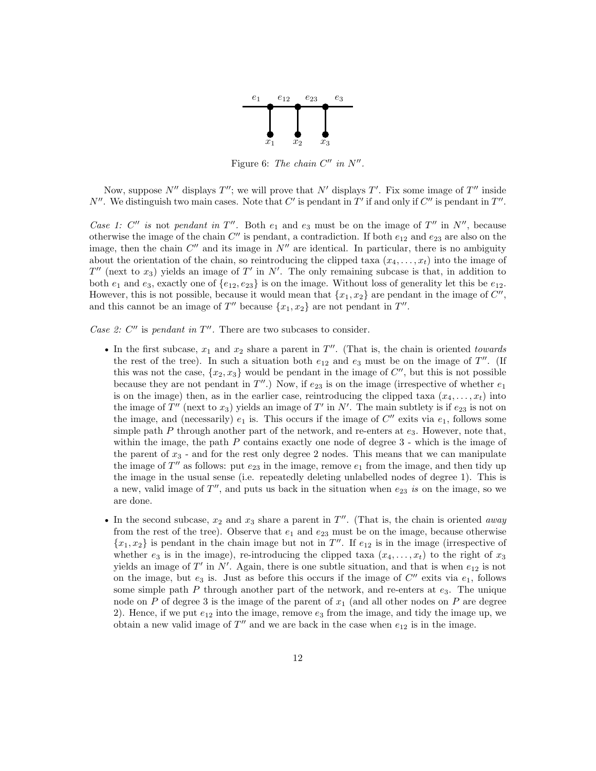$e_1$ $e_{12}$ $e_{23}$ $e_3$

$x_1$ $x_2$ $x_3$

Figure 6: *The chain $C''$ in $N''$.*

Now, suppose $N''$ displays $T''$; we will prove that $N'$ displays $T'$. Fix some image of $T''$ inside $N''$. We distinguish two main cases. Note that $C'$ is pendant in $T'$ if and only if $C''$ is pendant in $T''$.

*Case 1: $C''$ is* not *pendant in $T''$.* Both $e_1$ and $e_3$ must be on the image of $T''$ in $N''$, because otherwise the image of the chain $C''$ is pendant, a contradiction. If both $e_{12}$ and $e_{23}$ are also on the image, then the chain $C''$ and its image in $N''$ are identical. In particular, there is no ambiguity about the orientation of the chain, so reintroducing the clipped taxa $(x_4, \ldots, x_t)$ into the image of $T''$ (next to $x_3$) yields an image of $T'$ in $N'$. The only remaining subcase is that, in addition to both $e_1$ and $e_3$, exactly one of $\{e_{12}, e_{23}\}$ is on the image. Without loss of generality let this be $e_{12}$. However, this is not possible, because it would mean that $\{x_1, x_2\}$ are pendant in the image of $C''$, and this cannot be an image of $T''$ because $\{x_1, x_2\}$ are not pendant in $T''$.

*Case 2: $C''$ is pendant in $T''$.* There are two subcases to consider.

- In the first subcase, $x_1$ and $x_2$ share a parent in $T''$. (That is, the chain is oriented *towards* the rest of the tree). In such a situation both $e_{12}$ and $e_3$ must be on the image of $T''$. (If this was not the case, $\{x_2, x_3\}$ would be pendant in the image of $C''$, but this is not possible because they are not pendant in $T''$.) Now, if $e_{23}$ is on the image (irrespective of whether $e_1$ is on the image) then, as in the earlier case, reintroducing the clipped taxa $(x_4, \ldots, x_t)$ into the image of $T''$ (next to $x_3$) yields an image of $T'$ in $N'$. The main subtlety is if $e_{23}$ is not on the image, and (necessarily) $e_1$ is. This occurs if the image of $C''$ exits via $e_1$, follows some simple path $P$ through another part of the network, and re-enters at $e_3$. However, note that, within the image, the path $P$ contains exactly one node of degree 3 - which is the image of the parent of $x_3$ - and for the rest only degree 2 nodes. This means that we can manipulate the image of $T''$ as follows: put $e_{23}$ in the image, remove $e_1$ from the image, and then tidy up the image in the usual sense (i.e. repeatedly deleting unlabelled nodes of degree 1). This is a new, valid image of $T''$, and puts us back in the situation when $e_{23}$ *is* on the image, so we are done.
- In the second subcase, $x_2$ and $x_3$ share a parent in $T''$. (That is, the chain is oriented *away* from the rest of the tree). Observe that $e_1$ and $e_{23}$ must be on the image, because otherwise $\{x_1, x_2\}$ is pendant in the chain image but not in $T''$. If $e_{12}$ is in the image (irrespective of whether $e_3$ is in the image), re-introducing the clipped taxa $(x_4, \ldots, x_t)$ to the right of $x_3$ yields an image of $T'$ in $N'$. Again, there is one subtle situation, and that is when $e_{12}$ is not on the image, but $e_3$ is. Just as before this occurs if the image of $C''$ exits via $e_1$, follows some simple path $P$ through another part of the network, and re-enters at $e_3$. The unique node on $P$ of degree 3 is the image of the parent of $x_1$ (and all other nodes on $P$ are degree 2). Hence, if we put $e_{12}$ into the image, remove $e_3$ from the image, and tidy the image up, we obtain a new valid image of $T''$ and we are back in the case when $e_{12}$ is in the image.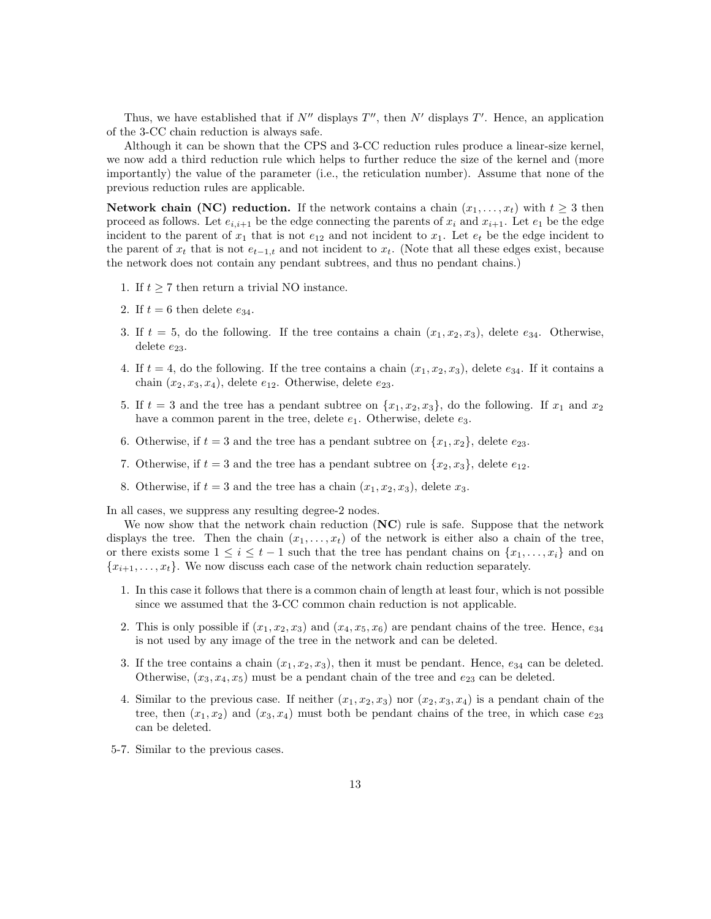Thus, we have established that if $N''$ displays $T''$, then $N'$ displays $T'$. Hence, an application of the 3-CC chain reduction is always safe.

Although it can be shown that the CPS and 3-CC reduction rules produce a linear-size kernel, we now add a third reduction rule which helps to further reduce the size of the kernel and (more importantly) the value of the parameter (i.e., the reticulation number). Assume that none of the previous reduction rules are applicable.

**Network chain (NC) reduction.** If the network contains a chain $(x_1, \ldots, x_t)$ with $t \geq 3$ then proceed as follows. Let $e_{i,i+1}$ be the edge connecting the parents of $x_i$ and $x_{i+1}$. Let $e_1$ be the edge incident to the parent of $x_1$ that is not $e_{12}$ and not incident to $x_1$. Let $e_t$ be the edge incident to the parent of $x_t$ that is not $e_{t-1,t}$ and not incident to $x_t$. (Note that all these edges exist, because the network does not contain any pendant subtrees, and thus no pendant chains.)

1. If $t \geq 7$ then return a trivial NO instance.
2. If $t = 6$ then delete $e_{34}$.
3. If $t = 5$, do the following. If the tree contains a chain $(x_1, x_2, x_3)$, delete $e_{34}$. Otherwise, delete $e_{23}$.
4. If $t = 4$, do the following. If the tree contains a chain $(x_1, x_2, x_3)$, delete $e_{34}$. If it contains a chain $(x_2, x_3, x_4)$, delete $e_{12}$. Otherwise, delete $e_{23}$.
5. If $t = 3$ and the tree has a pendant subtree on $\{x_1, x_2, x_3\}$, do the following. If $x_1$ and $x_2$ have a common parent in the tree, delete $e_1$. Otherwise, delete $e_3$.
6. Otherwise, if $t = 3$ and the tree has a pendant subtree on $\{x_1, x_2\}$, delete $e_{23}$.
7. Otherwise, if $t = 3$ and the tree has a pendant subtree on $\{x_2, x_3\}$, delete $e_{12}$.
8. Otherwise, if $t = 3$ and the tree has a chain $(x_1, x_2, x_3)$, delete $x_3$.

In all cases, we suppress any resulting degree-2 nodes.

We now show that the network chain reduction (**NC**) rule is safe. Suppose that the network displays the tree. Then the chain $(x_1, \ldots, x_t)$ of the network is either also a chain of the tree, or there exists some $1 \leq i \leq t-1$ such that the tree has pendant chains on $\{x_1, \ldots, x_i\}$ and on $\{x_{i+1}, \ldots, x_t\}$. We now discuss each case of the network chain reduction separately.

1. In this case it follows that there is a common chain of length at least four, which is not possible since we assumed that the 3-CC common chain reduction is not applicable.
2. This is only possible if $(x_1, x_2, x_3)$ and $(x_4, x_5, x_6)$ are pendant chains of the tree. Hence, $e_{34}$ is not used by any image of the tree in the network and can be deleted.
3. If the tree contains a chain $(x_1, x_2, x_3)$, then it must be pendant. Hence, $e_{34}$ can be deleted. Otherwise, $(x_3, x_4, x_5)$ must be a pendant chain of the tree and $e_{23}$ can be deleted.
4. Similar to the previous case. If neither $(x_1, x_2, x_3)$ nor $(x_2, x_3, x_4)$ is a pendant chain of the tree, then $(x_1, x_2)$ and $(x_3, x_4)$ must both be pendant chains of the tree, in which case $e_{23}$ can be deleted.

5-7. Similar to the previous cases.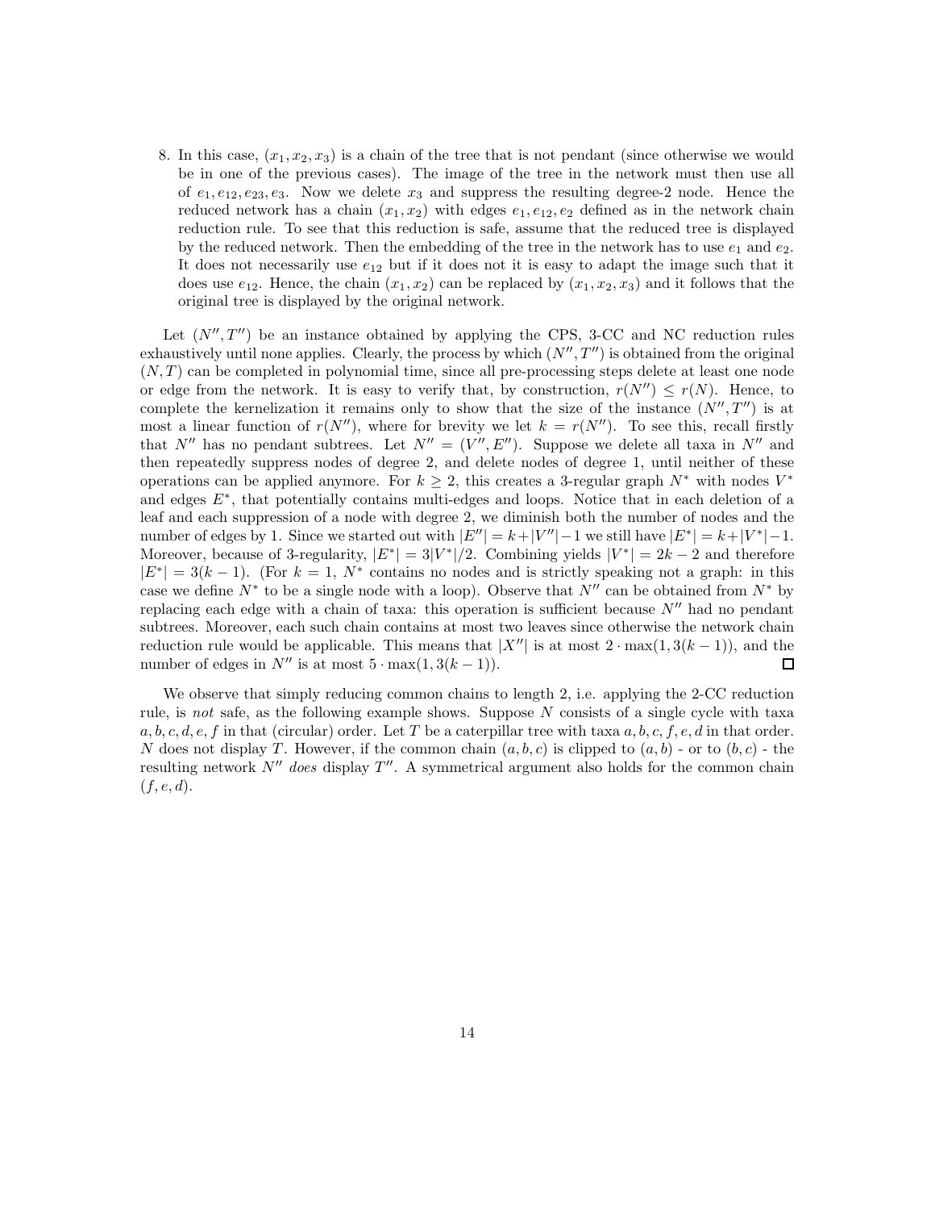8. In this case, $(x_1, x_2, x_3)$ is a chain of the tree that is not pendant (since otherwise we would be in one of the previous cases). The image of the tree in the network must then use all of $e_1, e_{12}, e_{23}, e_3$. Now we delete $x_3$ and suppress the resulting degree-2 node. Hence the reduced network has a chain $(x_1, x_2)$ with edges $e_1, e_{12}, e_2$ defined as in the network chain reduction rule. To see that this reduction is safe, assume that the reduced tree is displayed by the reduced network. Then the embedding of the tree in the network has to use $e_1$ and $e_2$. It does not necessarily use $e_{12}$ but if it does not it is easy to adapt the image such that it does use $e_{12}$. Hence, the chain $(x_1, x_2)$ can be replaced by $(x_1, x_2, x_3)$ and it follows that the original tree is displayed by the original network.

Let $(N'', T'')$ be an instance obtained by applying the CPS, 3-CC and NC reduction rules exhaustively until none applies. Clearly, the process by which $(N'', T'')$ is obtained from the original $(N, T)$ can be completed in polynomial time, since all pre-processing steps delete at least one node or edge from the network. It is easy to verify that, by construction, $r(N'') \leq r(N)$. Hence, to complete the kernelization it remains only to show that the size of the instance $(N'', T'')$ is at most a linear function of $r(N'')$, where for brevity we let $k = r(N'')$. To see this, recall firstly that $N''$ has no pendant subtrees. Let $N'' = (V'', E'')$. Suppose we delete all taxa in $N''$ and then repeatedly suppress nodes of degree 2, and delete nodes of degree 1, until neither of these operations can be applied anymore. For $k \geq 2$, this creates a 3-regular graph $N^*$ with nodes $V^*$ and edges $E^*$, that potentially contains multi-edges and loops. Notice that in each deletion of a leaf and each suppression of a node with degree 2, we diminish both the number of nodes and the number of edges by 1. Since we started out with $|E''| = k + |V''| - 1$ we still have $|E^*| = k + |V^*| - 1$. Moreover, because of 3-regularity, $|E^*| = 3|V^*|/2$. Combining yields $|V^*| = 2k - 2$ and therefore $|E^*| = 3(k-1)$. (For $k = 1$, $N^*$ contains no nodes and is strictly speaking not a graph: in this case we define $N^*$ to be a single node with a loop). Observe that $N''$ can be obtained from $N^*$ by replacing each edge with a chain of taxa: this operation is sufficient because $N''$ had no pendant subtrees. Moreover, each such chain contains at most two leaves since otherwise the network chain reduction rule would be applicable. This means that $|X''|$ is at most $2 \cdot \max(1, 3(k-1))$, and the number of edges in $N''$ is at most $5 \cdot \max(1, 3(k-1))$. □

We observe that simply reducing common chains to length 2, i.e. applying the 2-CC reduction rule, is *not* safe, as the following example shows. Suppose $N$ consists of a single cycle with taxa $a, b, c, d, e, f$ in that (circular) order. Let $T$ be a caterpillar tree with taxa $a, b, c, f, e, d$ in that order. $N$ does not display $T$. However, if the common chain $(a, b, c)$ is clipped to $(a, b)$ - or to $(b, c)$ - the resulting network $N''$ *does* display $T''$. A symmetrical argument also holds for the common chain $(f, e, d)$.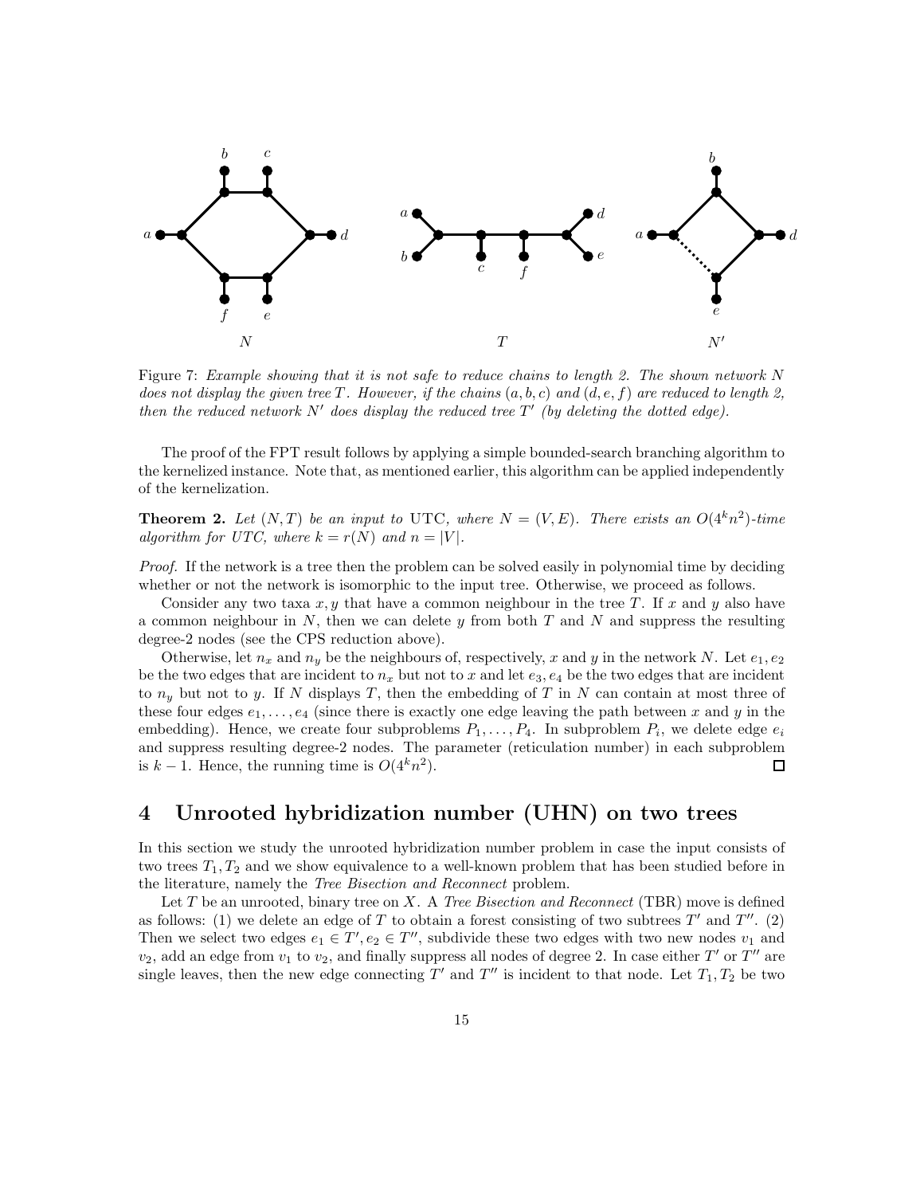a  b  c  d  f  e

$N$

a  b  c  f  d  e

$T$

b  a  d  e

$N'$

Figure 7: *Example showing that it is not safe to reduce chains to length 2. The shown network $N$ does not display the given tree $T$. However, if the chains $(a, b, c)$ and $(d, e, f)$ are reduced to length 2, then the reduced network $N'$ does display the reduced tree $T'$ (by deleting the dotted edge).*

The proof of the FPT result follows by applying a simple bounded-search branching algorithm to the kernelized instance. Note that, as mentioned earlier, this algorithm can be applied independently of the kernelization.

**Theorem 2.** *Let $(N, T)$ be an input to* UTC*, where $N = (V, E)$. There exists an $O(4^k n^2)$-time algorithm for UTC, where $k = r(N)$ and $n = |V|$.*

*Proof.* If the network is a tree then the problem can be solved easily in polynomial time by deciding whether or not the network is isomorphic to the input tree. Otherwise, we proceed as follows.

Consider any two taxa $x, y$ that have a common neighbour in the tree $T$. If $x$ and $y$ also have a common neighbour in $N$, then we can delete $y$ from both $T$ and $N$ and suppress the resulting degree-2 nodes (see the CPS reduction above).

Otherwise, let $n_x$ and $n_y$ be the neighbours of, respectively, $x$ and $y$ in the network $N$. Let $e_1, e_2$ be the two edges that are incident to $n_x$ but not to $x$ and let $e_3, e_4$ be the two edges that are incident to $n_y$ but not to $y$. If $N$ displays $T$, then the embedding of $T$ in $N$ can contain at most three of these four edges $e_1, \ldots, e_4$ (since there is exactly one edge leaving the path between $x$ and $y$ in the embedding). Hence, we create four subproblems $P_1, \ldots, P_4$. In subproblem $P_i$, we delete edge $e_i$ and suppress resulting degree-2 nodes. The parameter (reticulation number) in each subproblem is $k - 1$. Hence, the running time is $O(4^k n^2)$. □

# 4 Unrooted hybridization number (UHN) on two trees

In this section we study the unrooted hybridization number problem in case the input consists of two trees $T_1, T_2$ and we show equivalence to a well-known problem that has been studied before in the literature, namely the *Tree Bisection and Reconnect* problem.

Let $T$ be an unrooted, binary tree on $X$. A *Tree Bisection and Reconnect* (TBR) move is defined as follows: (1) we delete an edge of $T$ to obtain a forest consisting of two subtrees $T'$ and $T''$. (2) Then we select two edges $e_1 \in T', e_2 \in T''$, subdivide these two edges with two new nodes $v_1$ and $v_2$, add an edge from $v_1$ to $v_2$, and finally suppress all nodes of degree 2. In case either $T'$ or $T''$ are single leaves, then the new edge connecting $T'$ and $T''$ is incident to that node. Let $T_1, T_2$ be two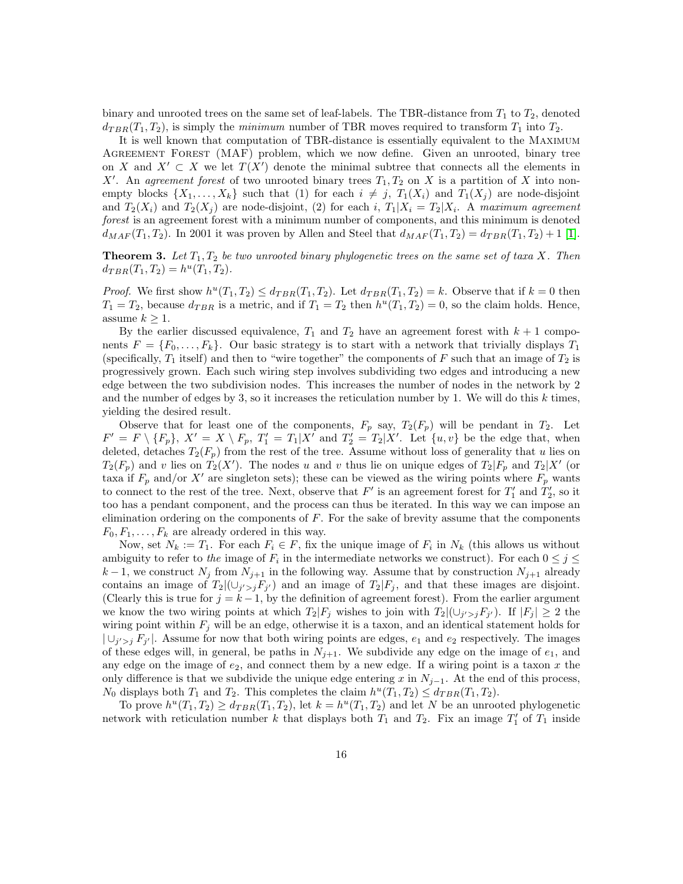binary and unrooted trees on the same set of leaf-labels. The TBR-distance from $T_1$ to $T_2$, denoted $d_{TBR}(T_1, T_2)$, is simply the *minimum* number of TBR moves required to transform $T_1$ into $T_2$.

It is well known that computation of TBR-distance is essentially equivalent to the Maximum Agreement Forest (MAF) problem, which we now define. Given an unrooted, binary tree on $X$ and $X' \subset X$ we let $T(X')$ denote the minimal subtree that connects all the elements in $X'$. An *agreement forest* of two unrooted binary trees $T_1, T_2$ on $X$ is a partition of $X$ into non-empty blocks $\{X_1, \ldots, X_k\}$ such that (1) for each $i \neq j$, $T_1(X_i)$ and $T_1(X_j)$ are node-disjoint and $T_2(X_i)$ and $T_2(X_j)$ are node-disjoint, (2) for each $i$, $T_1|X_i = T_2|X_i$. A *maximum agreement forest* is an agreement forest with a minimum number of components, and this minimum is denoted $d_{MAF}(T_1, T_2)$. In 2001 it was proven by Allen and Steel that $d_{MAF}(T_1, T_2) = d_{TBR}(T_1, T_2) + 1$ [1].

**Theorem 3.** *Let $T_1, T_2$ be two unrooted binary phylogenetic trees on the same set of taxa $X$. Then $d_{TBR}(T_1, T_2) = h^u(T_1, T_2)$.*

*Proof.* We first show $h^u(T_1, T_2) \leq d_{TBR}(T_1, T_2)$. Let $d_{TBR}(T_1, T_2) = k$. Observe that if $k = 0$ then $T_1 = T_2$, because $d_{TBR}$ is a metric, and if $T_1 = T_2$ then $h^u(T_1, T_2) = 0$, so the claim holds. Hence, assume $k \geq 1$.

By the earlier discussed equivalence, $T_1$ and $T_2$ have an agreement forest with $k + 1$ components $F = \{F_0, \ldots, F_k\}$. Our basic strategy is to start with a network that trivially displays $T_1$ (specifically, $T_1$ itself) and then to "wire together" the components of $F$ such that an image of $T_2$ is progressively grown. Each such wiring step involves subdividing two edges and introducing a new edge between the two subdivision nodes. This increases the number of nodes in the network by 2 and the number of edges by 3, so it increases the reticulation number by 1. We will do this $k$ times, yielding the desired result.

Observe that for least one of the components, $F_p$ say, $T_2(F_p)$ will be pendant in $T_2$. Let $F' = F \setminus \{F_p\}$, $X' = X \setminus F_p$, $T_1' = T_1|X'$ and $T_2' = T_2|X'$. Let $\{u, v\}$ be the edge that, when deleted, detaches $T_2(F_p)$ from the rest of the tree. Assume without loss of generality that $u$ lies on $T_2(F_p)$ and $v$ lies on $T_2(X')$. The nodes $u$ and $v$ thus lie on unique edges of $T_2|F_p$ and $T_2|X'$ (or taxa if $F_p$ and/or $X'$ are singleton sets); these can be viewed as the wiring points where $F_p$ wants to connect to the rest of the tree. Next, observe that $F'$ is an agreement forest for $T_1'$ and $T_2'$, so it too has a pendant component, and the process can thus be iterated. In this way we can impose an elimination ordering on the components of $F$. For the sake of brevity assume that the components $F_0, F_1, \ldots, F_k$ are already ordered in this way.

Now, set $N_k := T_1$. For each $F_i \in F$, fix the unique image of $F_i$ in $N_k$ (this allows us without ambiguity to refer to *the* image of $F_i$ in the intermediate networks we construct). For each $0 \leq j \leq k - 1$, we construct $N_j$ from $N_{j+1}$ in the following way. Assume that by construction $N_{j+1}$ already contains an image of $T_2|(\cup_{j'>j} F_{j'})$ and an image of $T_2|F_j$, and that these images are disjoint. (Clearly this is true for $j = k - 1$, by the definition of agreement forest). From the earlier argument we know the two wiring points at which $T_2|F_j$ wishes to join with $T_2|(\cup_{j'>j} F_{j'})$. If $|F_j| \geq 2$ the wiring point within $F_j$ will be an edge, otherwise it is a taxon, and an identical statement holds for $|\cup_{j'>j} F_{j'}|$. Assume for now that both wiring points are edges, $e_1$ and $e_2$ respectively. The images of these edges will, in general, be paths in $N_{j+1}$. We subdivide any edge on the image of $e_1$, and any edge on the image of $e_2$, and connect them by a new edge. If a wiring point is a taxon $x$ the only difference is that we subdivide the unique edge entering $x$ in $N_{j-1}$. At the end of this process, $N_0$ displays both $T_1$ and $T_2$. This completes the claim $h^u(T_1, T_2) \leq d_{TBR}(T_1, T_2)$.

To prove $h^u(T_1, T_2) \geq d_{TBR}(T_1, T_2)$, let $k = h^u(T_1, T_2)$ and let $N$ be an unrooted phylogenetic network with reticulation number $k$ that displays both $T_1$ and $T_2$. Fix an image $T_1'$ of $T_1$ inside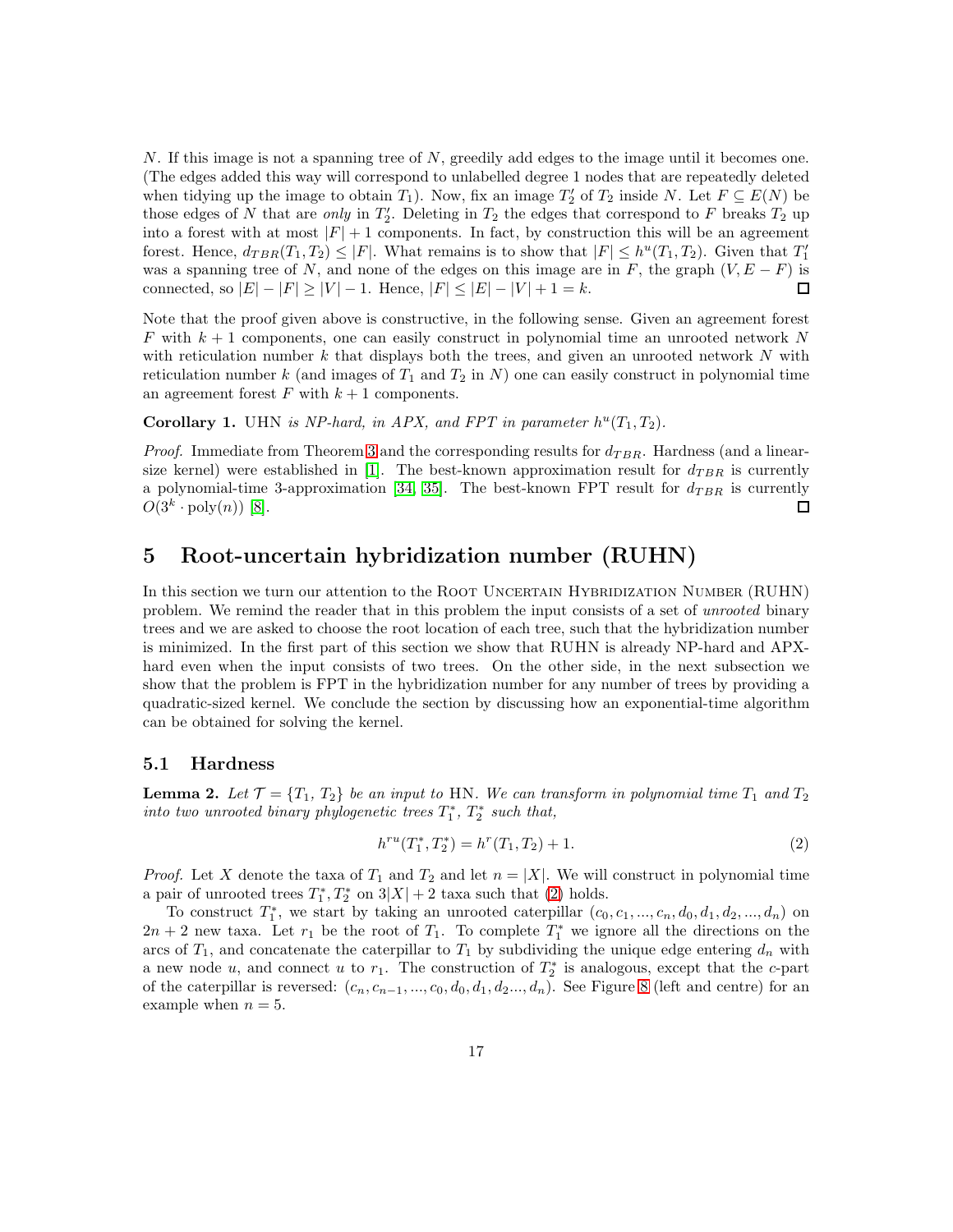$N$. If this image is not a spanning tree of $N$, greedily add edges to the image until it becomes one. (The edges added this way will correspond to unlabelled degree 1 nodes that are repeatedly deleted when tidying up the image to obtain $T_1$). Now, fix an image $T_2'$ of $T_2$ inside $N$. Let $F \subseteq E(N)$ be those edges of $N$ that are *only* in $T_2'$. Deleting in $T_2$ the edges that correspond to $F$ breaks $T_2$ up into a forest with at most $|F|+1$ components. In fact, by construction this will be an agreement forest. Hence, $d_{TBR}(T_1, T_2) \leq |F|$. What remains is to show that $|F| \leq h^u(T_1, T_2)$. Given that $T_1'$ was a spanning tree of $N$, and none of the edges on this image are in $F$, the graph $(V, E - F)$ is connected, so $|E| - |F| \geq |V| - 1$. Hence, $|F| \leq |E| - |V| + 1 = k$. □

Note that the proof given above is constructive, in the following sense. Given an agreement forest $F$ with $k+1$ components, one can easily construct in polynomial time an unrooted network $N$ with reticulation number $k$ that displays both the trees, and given an unrooted network $N$ with reticulation number $k$ (and images of $T_1$ and $T_2$ in $N$) one can easily construct in polynomial time an agreement forest $F$ with $k+1$ components.

**Corollary 1.** UHN *is NP-hard, in APX, and FPT in parameter $h^u(T_1, T_2)$.*

*Proof.* Immediate from Theorem 3 and the corresponding results for $d_{TBR}$. Hardness (and a linear-size kernel) were established in [1]. The best-known approximation result for $d_{TBR}$ is currently a polynomial-time 3-approximation [34, 35]. The best-known FPT result for $d_{TBR}$ is currently $O(3^k \cdot \text{poly}(n))$ [8]. □

## 5 Root-uncertain hybridization number (RUHN)

In this section we turn our attention to the Root Uncertain Hybridization Number (RUHN) problem. We remind the reader that in this problem the input consists of a set of *unrooted* binary trees and we are asked to choose the root location of each tree, such that the hybridization number is minimized. In the first part of this section we show that RUHN is already NP-hard and APX-hard even when the input consists of two trees. On the other side, in the next subsection we show that the problem is FPT in the hybridization number for any number of trees by providing a quadratic-sized kernel. We conclude the section by discussing how an exponential-time algorithm can be obtained for solving the kernel.

### 5.1 Hardness

**Lemma 2.** *Let $\mathcal{T} = \{T_1, T_2\}$ be an input to* HN. *We can transform in polynomial time $T_1$ and $T_2$ into two unrooted binary phylogenetic trees $T_1^*$, $T_2^*$ such that,*

$$h^{ru}(T_1^*, T_2^*) = h^r(T_1, T_2) + 1. \tag{2}$$

*Proof.* Let $X$ denote the taxa of $T_1$ and $T_2$ and let $n = |X|$. We will construct in polynomial time a pair of unrooted trees $T_1^*, T_2^*$ on $3|X| + 2$ taxa such that (2) holds.

To construct $T_1^*$, we start by taking an unrooted caterpillar $(c_0, c_1, ..., c_n, d_0, d_1, d_2, ..., d_n)$ on $2n+2$ new taxa. Let $r_1$ be the root of $T_1$. To complete $T_1^*$ we ignore all the directions on the arcs of $T_1$, and concatenate the caterpillar to $T_1$ by subdividing the unique edge entering $d_n$ with a new node $u$, and connect $u$ to $r_1$. The construction of $T_2^*$ is analogous, except that the $c$-part of the caterpillar is reversed: $(c_n, c_{n-1}, ..., c_0, d_0, d_1, d_2..., d_n)$. See Figure 8 (left and centre) for an example when $n = 5$.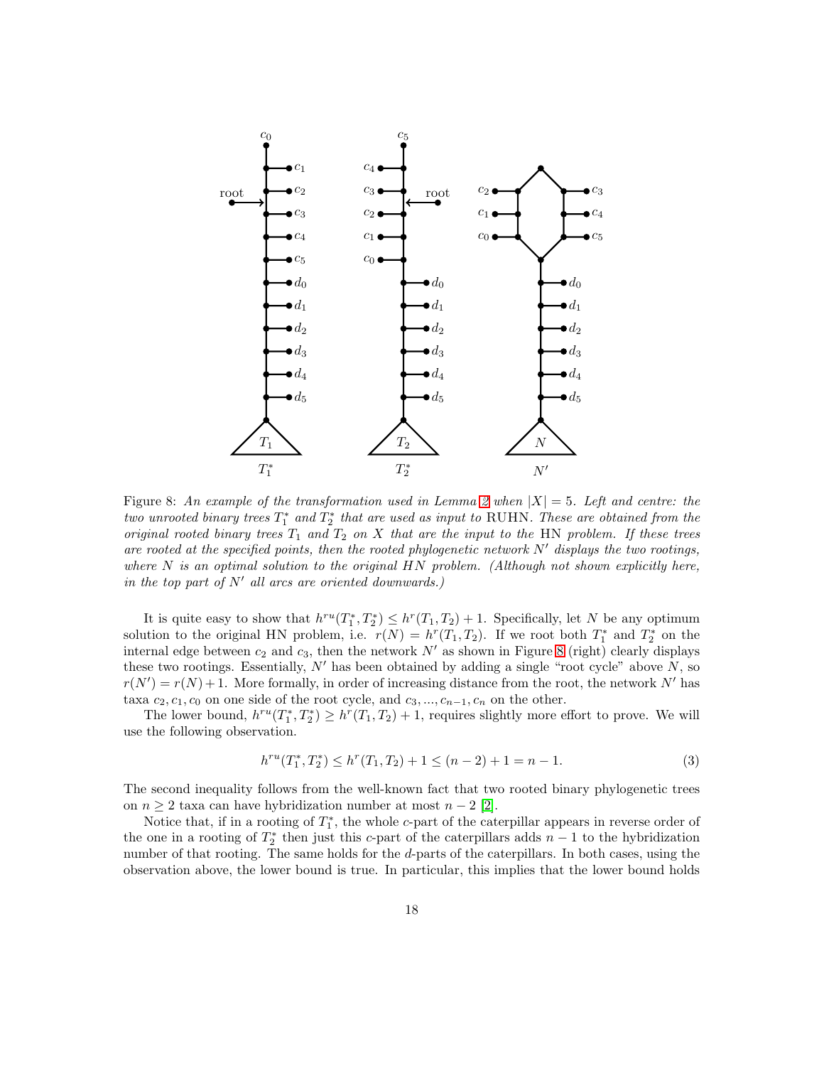$c_0$

$c_1$

root

$c_2$

$c_3$

$c_4$

$c_5$

$d_0$

$d_1$

$d_2$

$d_3$

$d_4$

$d_5$

$T_1$

$T_1^*$

$c_5$

$c_4$

$c_3$

root

$c_2$

$c_1$

$c_0$

$d_0$

$d_1$

$d_2$

$d_3$

$d_4$

$d_5$

$T_2$

$T_2^*$

$c_2$

$c_1$

$c_0$

$c_3$

$c_4$

$c_5$

$d_0$

$d_1$

$d_2$

$d_3$

$d_4$

$d_5$

$N$

$N'$

Figure 8: *An example of the transformation used in Lemma 2 when $|X| = 5$. Left and centre: the two unrooted binary trees $T_1^*$ and $T_2^*$ that are used as input to* RUHN*. These are obtained from the original rooted binary trees $T_1$ and $T_2$ on $X$ that are the input to the* HN *problem. If these trees are rooted at the specified points, then the rooted phylogenetic network $N'$ displays the two rootings, where $N$ is an optimal solution to the original HN problem. (Although not shown explicitly here, in the top part of $N'$ all arcs are oriented downwards.)*

It is quite easy to show that $h^{ru}(T_1^*, T_2^*) \leq h^r(T_1, T_2) + 1$. Specifically, let $N$ be any optimum solution to the original HN problem, i.e. $r(N) = h^r(T_1, T_2)$. If we root both $T_1^*$ and $T_2^*$ on the internal edge between $c_2$ and $c_3$, then the network $N'$ as shown in Figure 8 (right) clearly displays these two rootings. Essentially, $N'$ has been obtained by adding a single "root cycle" above $N$, so $r(N') = r(N) + 1$. More formally, in order of increasing distance from the root, the network $N'$ has taxa $c_2, c_1, c_0$ on one side of the root cycle, and $c_3, ..., c_{n-1}, c_n$ on the other.

The lower bound, $h^{ru}(T_1^*, T_2^*) \geq h^r(T_1, T_2) + 1$, requires slightly more effort to prove. We will use the following observation.

$$h^{ru}(T_1^*, T_2^*) \leq h^r(T_1, T_2) + 1 \leq (n-2) + 1 = n - 1. \tag{3}$$

The second inequality follows from the well-known fact that two rooted binary phylogenetic trees on $n \geq 2$ taxa can have hybridization number at most $n - 2$ [2].

Notice that, if in a rooting of $T_1^*$, the whole $c$-part of the caterpillar appears in reverse order of the one in a rooting of $T_2^*$ then just this $c$-part of the caterpillars adds $n - 1$ to the hybridization number of that rooting. The same holds for the $d$-parts of the caterpillars. In both cases, using the observation above, the lower bound is true. In particular, this implies that the lower bound holds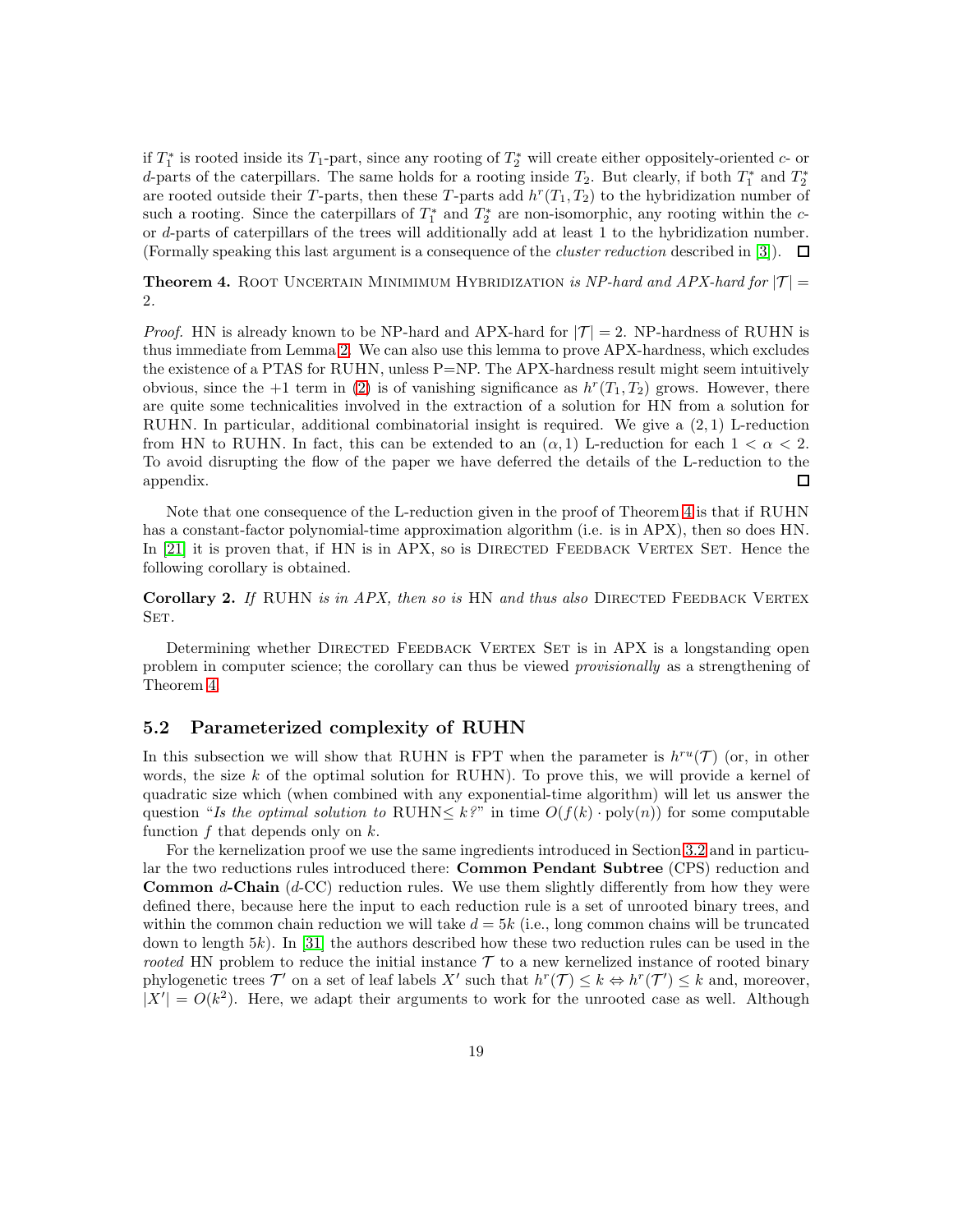if $T_1^*$ is rooted inside its $T_1$-part, since any rooting of $T_2^*$ will create either oppositely-oriented $c$- or $d$-parts of the caterpillars. The same holds for a rooting inside $T_2$. But clearly, if both $T_1^*$ and $T_2^*$ are rooted outside their $T$-parts, then these $T$-parts add $h^r(T_1, T_2)$ to the hybridization number of such a rooting. Since the caterpillars of $T_1^*$ and $T_2^*$ are non-isomorphic, any rooting within the $c$- or $d$-parts of caterpillars of the trees will additionally add at least 1 to the hybridization number. (Formally speaking this last argument is a consequence of the *cluster reduction* described in [3]). □

**Theorem 4.** Root Uncertain Minimimum Hybridization *is NP-hard and APX-hard for* $|\mathcal{T}| = 2$.

*Proof.* HN is already known to be NP-hard and APX-hard for $|\mathcal{T}| = 2$. NP-hardness of RUHN is thus immediate from Lemma 2. We can also use this lemma to prove APX-hardness, which excludes the existence of a PTAS for RUHN, unless P=NP. The APX-hardness result might seem intuitively obvious, since the $+1$ term in (2) is of vanishing significance as $h^r(T_1, T_2)$ grows. However, there are quite some technicalities involved in the extraction of a solution for HN from a solution for RUHN. In particular, additional combinatorial insight is required. We give a $(2, 1)$ L-reduction from HN to RUHN. In fact, this can be extended to an $(\alpha, 1)$ L-reduction for each $1 < \alpha < 2$. To avoid disrupting the flow of the paper we have deferred the details of the L-reduction to the appendix. □

Note that one consequence of the L-reduction given in the proof of Theorem 4 is that if RUHN has a constant-factor polynomial-time approximation algorithm (i.e. is in APX), then so does HN. In [21] it is proven that, if HN is in APX, so is Directed Feedback Vertex Set. Hence the following corollary is obtained.

**Corollary 2.** *If* RUHN *is in APX, then so is* HN *and thus also* Directed Feedback Vertex Set.

Determining whether Directed Feedback Vertex Set is in APX is a longstanding open problem in computer science; the corollary can thus be viewed *provisionally* as a strengthening of Theorem 4.

## 5.2 Parameterized complexity of RUHN

In this subsection we will show that RUHN is FPT when the parameter is $h^{ru}(\mathcal{T})$ (or, in other words, the size $k$ of the optimal solution for RUHN). To prove this, we will provide a kernel of quadratic size which (when combined with any exponential-time algorithm) will let us answer the question "*Is the optimal solution to* RUHN$\leq k$*?*" in time $O(f(k) \cdot \text{poly}(n))$ for some computable function $f$ that depends only on $k$.

For the kernelization proof we use the same ingredients introduced in Section 3.2 and in particular the two reductions rules introduced there: **Common Pendant Subtree** (CPS) reduction and **Common** $d$**-Chain** ($d$-CC) reduction rules. We use them slightly differently from how they were defined there, because here the input to each reduction rule is a set of unrooted binary trees, and within the common chain reduction we will take $d = 5k$ (i.e., long common chains will be truncated down to length $5k$). In [31] the authors described how these two reduction rules can be used in the *rooted* HN problem to reduce the initial instance $\mathcal{T}$ to a new kernelized instance of rooted binary phylogenetic trees $\mathcal{T}'$ on a set of leaf labels $X'$ such that $h^r(\mathcal{T}) \leq k \Leftrightarrow h^r(\mathcal{T}') \leq k$ and, moreover, $|X'| = O(k^2)$. Here, we adapt their arguments to work for the unrooted case as well. Although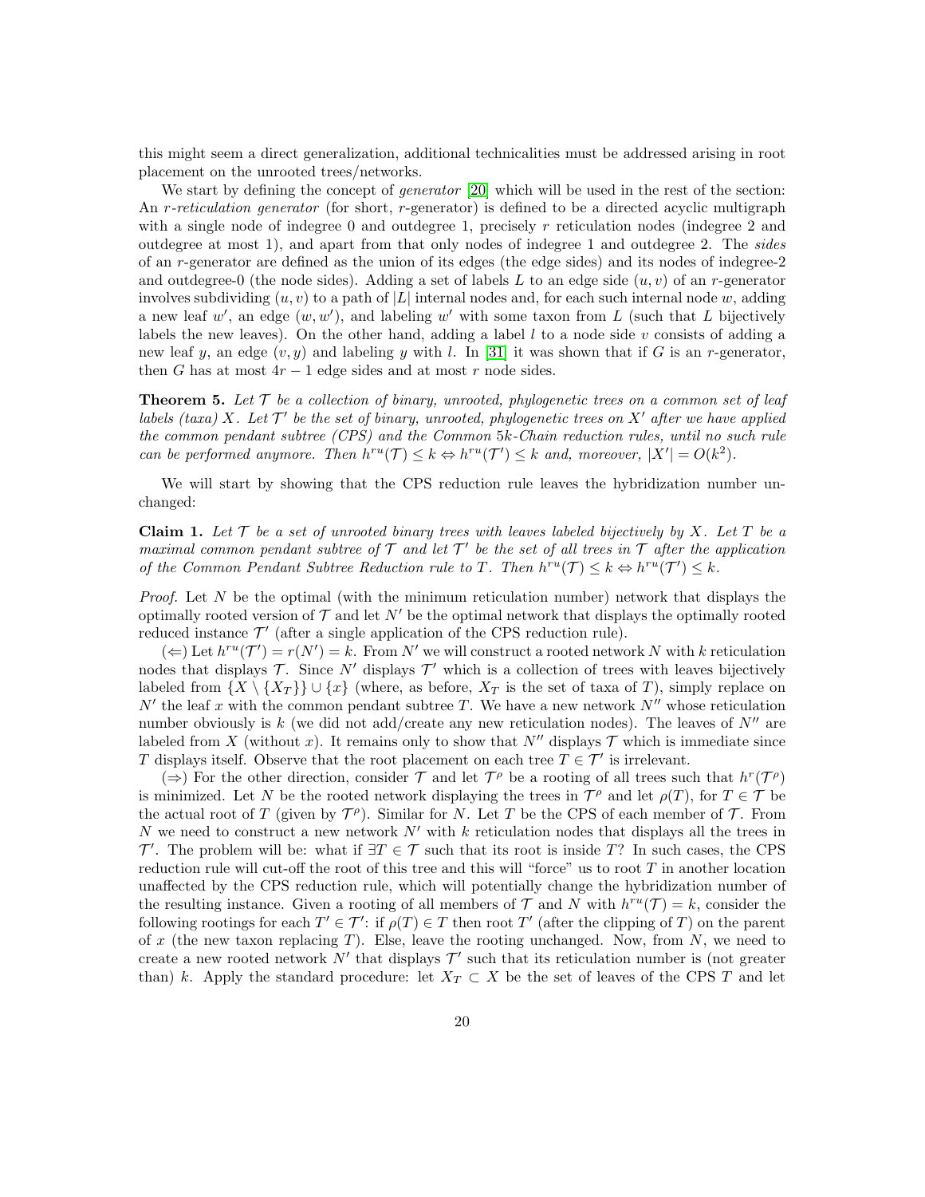this might seem a direct generalization, additional technicalities must be addressed arising in root placement on the unrooted trees/networks.

We start by defining the concept of *generator* [20] which will be used in the rest of the section: An *r-reticulation generator* (for short, *r*-generator) is defined to be a directed acyclic multigraph with a single node of indegree 0 and outdegree 1, precisely $r$ reticulation nodes (indegree 2 and outdegree at most 1), and apart from that only nodes of indegree 1 and outdegree 2. The *sides* of an $r$-generator are defined as the union of its edges (the edge sides) and its nodes of indegree-2 and outdegree-0 (the node sides). Adding a set of labels $L$ to an edge side $(u, v)$ of an $r$-generator involves subdividing $(u, v)$ to a path of $|L|$ internal nodes and, for each such internal node $w$, adding a new leaf $w'$, an edge $(w, w')$, and labeling $w'$ with some taxon from $L$ (such that $L$ bijectively labels the new leaves). On the other hand, adding a label $l$ to a node side $v$ consists of adding a new leaf $y$, an edge $(v, y)$ and labeling $y$ with $l$. In [31] it was shown that if $G$ is an $r$-generator, then $G$ has at most $4r - 1$ edge sides and at most $r$ node sides.

**Theorem 5.** *Let $\mathcal{T}$ be a collection of binary, unrooted, phylogenetic trees on a common set of leaf labels (taxa) $X$. Let $\mathcal{T}'$ be the set of binary, unrooted, phylogenetic trees on $X'$ after we have applied the common pendant subtree (CPS) and the Common $5k$-Chain reduction rules, until no such rule can be performed anymore. Then $h^{ru}(\mathcal{T}) \leq k \Leftrightarrow h^{ru}(\mathcal{T}') \leq k$ and, moreover, $|X'| = O(k^2)$.*

We will start by showing that the CPS reduction rule leaves the hybridization number unchanged:

**Claim 1.** *Let $\mathcal{T}$ be a set of unrooted binary trees with leaves labeled bijectively by $X$. Let $T$ be a maximal common pendant subtree of $\mathcal{T}$ and let $\mathcal{T}'$ be the set of all trees in $\mathcal{T}$ after the application of the Common Pendant Subtree Reduction rule to $T$. Then $h^{ru}(\mathcal{T}) \leq k \Leftrightarrow h^{ru}(\mathcal{T}') \leq k$.*

*Proof.* Let $N$ be the optimal (with the minimum reticulation number) network that displays the optimally rooted version of $\mathcal{T}$ and let $N'$ be the optimal network that displays the optimally rooted reduced instance $\mathcal{T}'$ (after a single application of the CPS reduction rule).

($\Leftarrow$) Let $h^{ru}(\mathcal{T}') = r(N') = k$. From $N'$ we will construct a rooted network $N$ with $k$ reticulation nodes that displays $\mathcal{T}$. Since $N'$ displays $\mathcal{T}'$ which is a collection of trees with leaves bijectively labeled from $\{X \setminus \{X_T\}\} \cup \{x\}$ (where, as before, $X_T$ is the set of taxa of $T$), simply replace on $N'$ the leaf $x$ with the common pendant subtree $T$. We have a new network $N''$ whose reticulation number obviously is $k$ (we did not add/create any new reticulation nodes). The leaves of $N''$ are labeled from $X$ (without $x$). It remains only to show that $N''$ displays $\mathcal{T}$ which is immediate since $T$ displays itself. Observe that the root placement on each tree $T \in \mathcal{T}'$ is irrelevant.

($\Rightarrow$) For the other direction, consider $\mathcal{T}$ and let $\mathcal{T}^\rho$ be a rooting of all trees such that $h^r(\mathcal{T}^\rho)$ is minimized. Let $N$ be the rooted network displaying the trees in $\mathcal{T}^\rho$ and let $\rho(T)$, for $T \in \mathcal{T}$ be the actual root of $T$ (given by $\mathcal{T}^\rho$). Similar for $N$. Let $T$ be the CPS of each member of $\mathcal{T}$. From $N$ we need to construct a new network $N'$ with $k$ reticulation nodes that displays all the trees in $\mathcal{T}'$. The problem will be: what if $\exists T \in \mathcal{T}$ such that its root is inside $T$? In such cases, the CPS reduction rule will cut-off the root of this tree and this will "force" us to root $T$ in another location unaffected by the CPS reduction rule, which will potentially change the hybridization number of the resulting instance. Given a rooting of all members of $\mathcal{T}$ and $N$ with $h^{ru}(\mathcal{T}) = k$, consider the following rootings for each $T' \in \mathcal{T}'$: if $\rho(T) \in T$ then root $T'$ (after the clipping of $T$) on the parent of $x$ (the new taxon replacing $T$). Else, leave the rooting unchanged. Now, from $N$, we need to create a new rooted network $N'$ that displays $\mathcal{T}'$ such that its reticulation number is (not greater than) $k$. Apply the standard procedure: let $X_T \subset X$ be the set of leaves of the CPS $T$ and let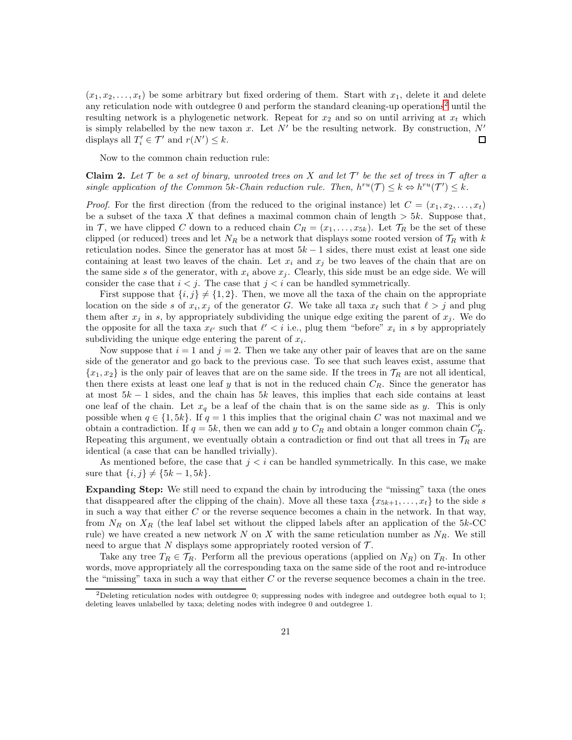$(x_1, x_2, \ldots, x_t)$ be some arbitrary but fixed ordering of them. Start with $x_1$, delete it and delete any reticulation node with outdegree 0 and perform the standard cleaning-up operations[2] until the resulting network is a phylogenetic network. Repeat for $x_2$ and so on until arriving at $x_t$ which is simply relabelled by the new taxon $x$. Let $N'$ be the resulting network. By construction, $N'$ displays all $T'_i \in \mathcal{T}'$ and $r(N') \leq k$. ◻

Now to the common chain reduction rule:

**Claim 2.** *Let $\mathcal{T}$ be a set of binary, unrooted trees on $X$ and let $\mathcal{T}'$ be the set of trees in $\mathcal{T}$ after a single application of the Common $5k$-Chain reduction rule. Then, $h^{ru}(\mathcal{T}) \leq k \Leftrightarrow h^{ru}(\mathcal{T}') \leq k$.*

*Proof.* For the first direction (from the reduced to the original instance) let $C = (x_1, x_2, \ldots, x_t)$ be a subset of the taxa $X$ that defines a maximal common chain of length $> 5k$. Suppose that, in $\mathcal{T}$, we have clipped $C$ down to a reduced chain $C_R = (x_1, \ldots, x_{5k})$. Let $\mathcal{T}_R$ be the set of these clipped (or reduced) trees and let $N_R$ be a network that displays some rooted version of $\mathcal{T}_R$ with $k$ reticulation nodes. Since the generator has at most $5k - 1$ sides, there must exist at least one side containing at least two leaves of the chain. Let $x_i$ and $x_j$ be two leaves of the chain that are on the same side $s$ of the generator, with $x_i$ above $x_j$. Clearly, this side must be an edge side. We will consider the case that $i < j$. The case that $j < i$ can be handled symmetrically.

First suppose that $\{i, j\} \neq \{1, 2\}$. Then, we move all the taxa of the chain on the appropriate location on the side $s$ of $x_i, x_j$ of the generator $G$. We take all taxa $x_\ell$ such that $\ell > j$ and plug them after $x_j$ in $s$, by appropriately subdividing the unique edge exiting the parent of $x_j$. We do the opposite for all the taxa $x_{\ell'}$ such that $\ell' < i$ i.e., plug them "before" $x_i$ in $s$ by appropriately subdividing the unique edge entering the parent of $x_i$.

Now suppose that $i = 1$ and $j = 2$. Then we take any other pair of leaves that are on the same side of the generator and go back to the previous case. To see that such leaves exist, assume that $\{x_1, x_2\}$ is the only pair of leaves that are on the same side. If the trees in $\mathcal{T}_R$ are not all identical, then there exists at least one leaf $y$ that is not in the reduced chain $C_R$. Since the generator has at most $5k - 1$ sides, and the chain has $5k$ leaves, this implies that each side contains at least one leaf of the chain. Let $x_q$ be a leaf of the chain that is on the same side as $y$. This is only possible when $q \in \{1, 5k\}$. If $q = 1$ this implies that the original chain $C$ was not maximal and we obtain a contradiction. If $q = 5k$, then we can add $y$ to $C_R$ and obtain a longer common chain $C'_R$. Repeating this argument, we eventually obtain a contradiction or find out that all trees in $\mathcal{T}_R$ are identical (a case that can be handled trivially).

As mentioned before, the case that $j < i$ can be handled symmetrically. In this case, we make sure that $\{i, j\} \neq \{5k - 1, 5k\}$.

**Expanding Step:** We still need to expand the chain by introducing the "missing" taxa (the ones that disappeared after the clipping of the chain). Move all these taxa $\{x_{5k+1}, \ldots, x_t\}$ to the side $s$ in such a way that either $C$ or the reverse sequence becomes a chain in the network. In that way, from $N_R$ on $X_R$ (the leaf label set without the clipped labels after an application of the $5k$-CC rule) we have created a new network $N$ on $X$ with the same reticulation number as $N_R$. We still need to argue that $N$ displays some appropriately rooted version of $\mathcal{T}$.

Take any tree $T_R \in \mathcal{T}_R$. Perform all the previous operations (applied on $N_R$) on $T_R$. In other words, move appropriately all the corresponding taxa on the same side of the root and re-introduce the "missing" taxa in such a way that either $C$ or the reverse sequence becomes a chain in the tree.

[2] Deleting reticulation nodes with outdegree 0; suppressing nodes with indegree and outdegree both equal to 1; deleting leaves unlabelled by taxa; deleting nodes with indegree 0 and outdegree 1.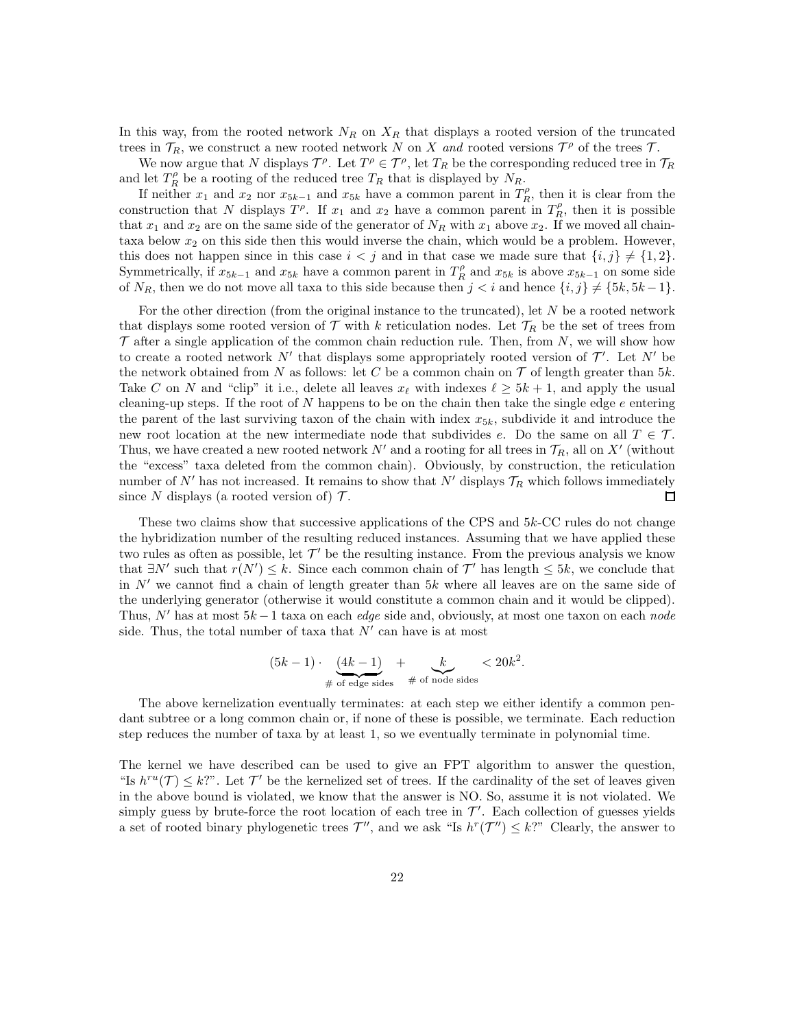In this way, from the rooted network $N_R$ on $X_R$ that displays a rooted version of the truncated trees in $\mathcal{T}_R$, we construct a new rooted network $N$ on $X$ *and* rooted versions $\mathcal{T}^\rho$ of the trees $\mathcal{T}$.

We now argue that $N$ displays $\mathcal{T}^\rho$. Let $T^\rho \in \mathcal{T}^\rho$, let $T_R$ be the corresponding reduced tree in $\mathcal{T}_R$ and let $T_R^\rho$ be a rooting of the reduced tree $T_R$ that is displayed by $N_R$.

If neither $x_1$ and $x_2$ nor $x_{5k-1}$ and $x_{5k}$ have a common parent in $T_R^\rho$, then it is clear from the construction that $N$ displays $T^\rho$. If $x_1$ and $x_2$ have a common parent in $T_R^\rho$, then it is possible that $x_1$ and $x_2$ are on the same side of the generator of $N_R$ with $x_1$ above $x_2$. If we moved all chain-taxa below $x_2$ on this side then this would inverse the chain, which would be a problem. However, this does not happen since in this case $i < j$ and in that case we made sure that $\{i, j\} \neq \{1, 2\}$. Symmetrically, if $x_{5k-1}$ and $x_{5k}$ have a common parent in $T_R^\rho$ and $x_{5k}$ is above $x_{5k-1}$ on some side of $N_R$, then we do not move all taxa to this side because then $j < i$ and hence $\{i, j\} \neq \{5k, 5k-1\}$.

For the other direction (from the original instance to the truncated), let $N$ be a rooted network that displays some rooted version of $\mathcal{T}$ with $k$ reticulation nodes. Let $\mathcal{T}_R$ be the set of trees from $\mathcal{T}$ after a single application of the common chain reduction rule. Then, from $N$, we will show how to create a rooted network $N'$ that displays some appropriately rooted version of $\mathcal{T}'$. Let $N'$ be the network obtained from $N$ as follows: let $C$ be a common chain on $\mathcal{T}$ of length greater than $5k$. Take $C$ on $N$ and "clip" it i.e., delete all leaves $x_\ell$ with indexes $\ell \geq 5k+1$, and apply the usual cleaning-up steps. If the root of $N$ happens to be on the chain then take the single edge $e$ entering the parent of the last surviving taxon of the chain with index $x_{5k}$, subdivide it and introduce the new root location at the new intermediate node that subdivides $e$. Do the same on all $T \in \mathcal{T}$. Thus, we have created a new rooted network $N'$ and a rooting for all trees in $\mathcal{T}_R$, all on $X'$ (without the "excess" taxa deleted from the common chain). Obviously, by construction, the reticulation number of $N'$ has not increased. It remains to show that $N'$ displays $\mathcal{T}_R$ which follows immediately since $N$ displays (a rooted version of) $\mathcal{T}$. ◻

These two claims show that successive applications of the CPS and $5k$-CC rules do not change the hybridization number of the resulting reduced instances. Assuming that we have applied these two rules as often as possible, let $\mathcal{T}'$ be the resulting instance. From the previous analysis we know that $\exists N'$ such that $r(N') \leq k$. Since each common chain of $\mathcal{T}'$ has length $\leq 5k$, we conclude that in $N'$ we cannot find a chain of length greater than $5k$ where all leaves are on the same side of the underlying generator (otherwise it would constitute a common chain and it would be clipped). Thus, $N'$ has at most $5k-1$ taxa on each *edge* side and, obviously, at most one taxon on each *node* side. Thus, the total number of taxa that $N'$ can have is at most

$$(5k-1) \cdot \underbrace{(4k-1)}_{\text{\# of edge sides}} + \underbrace{k}_{\text{\# of node sides}} < 20k^2.$$

The above kernelization eventually terminates: at each step we either identify a common pendant subtree or a long common chain or, if none of these is possible, we terminate. Each reduction step reduces the number of taxa by at least 1, so we eventually terminate in polynomial time.

The kernel we have described can be used to give an FPT algorithm to answer the question, "Is $h^{ru}(\mathcal{T}) \leq k$?". Let $\mathcal{T}'$ be the kernelized set of trees. If the cardinality of the set of leaves given in the above bound is violated, we know that the answer is NO. So, assume it is not violated. We simply guess by brute-force the root location of each tree in $\mathcal{T}'$. Each collection of guesses yields a set of rooted binary phylogenetic trees $\mathcal{T}''$, and we ask "Is $h^r(\mathcal{T}'') \leq k$?" Clearly, the answer to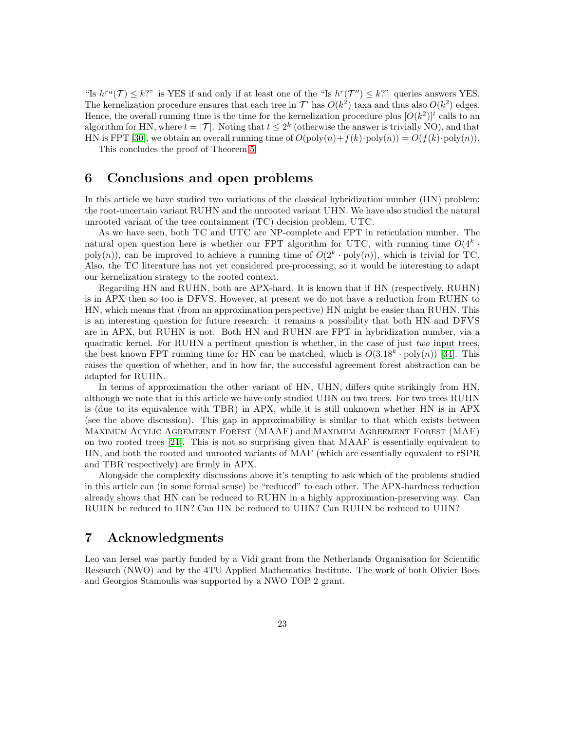"Is $h^{ru}(\mathcal{T}) \leq k$?" is YES if and only if at least one of the "Is $h^{r}(\mathcal{T}'') \leq k$?" queries answers YES. The kernelization procedure ensures that each tree in $\mathcal{T}'$ has $O(k^2)$ taxa and thus also $O(k^2)$ edges. Hence, the overall running time is the time for the kernelization procedure plus $[O(k^2)]^t$ calls to an algorithm for HN, where $t = |\mathcal{T}|$. Noting that $t \leq 2^k$ (otherwise the answer is trivially NO), and that HN is FPT [30], we obtain an overall running time of $O(\text{poly}(n) + f(k) \cdot \text{poly}(n)) = O(f(k) \cdot \text{poly}(n))$.

This concludes the proof of Theorem 5.

# 6 Conclusions and open problems

In this article we have studied two variations of the classical hybridization number (HN) problem: the root-uncertain variant RUHN and the unrooted variant UHN. We have also studied the natural unrooted variant of the tree containment (TC) decision problem, UTC.

As we have seen, both TC and UTC are NP-complete and FPT in reticulation number. The natural open question here is whether our FPT algorithm for UTC, with running time $O(4^k \cdot \text{poly}(n))$, can be improved to achieve a running time of $O(2^k \cdot \text{poly}(n))$, which is trivial for TC. Also, the TC literature has not yet considered pre-processing, so it would be interesting to adapt our kernelization strategy to the rooted context.

Regarding HN and RUHN, both are APX-hard. It is known that if HN (respectively, RUHN) is in APX then so too is DFVS. However, at present we do not have a reduction from RUHN to HN, which means that (from an approximation perspective) HN might be easier than RUHN. This is an interesting question for future research: it remains a possibility that both HN and DFVS are in APX, but RUHN is not. Both HN and RUHN are FPT in hybridization number, via a quadratic kernel. For RUHN a pertinent question is whether, in the case of just *two* input trees, the best known FPT running time for HN can be matched, which is $O(3.18^k \cdot \text{poly}(n))$ [34]. This raises the question of whether, and in how far, the successful agreement forest abstraction can be adapted for RUHN.

In terms of approximation the other variant of HN, UHN, differs quite strikingly from HN, although we note that in this article we have only studied UHN on two trees. For two trees RUHN is (due to its equivalence with TBR) in APX, while it is still unknown whether HN is in APX (see the above discussion). This gap in approximability is similar to that which exists between Maximum Acylic Agremeent Forest (MAAF) and Maximum Agreement Forest (MAF) on two rooted trees [21]. This is not so surprising given that MAAF is essentially equivalent to HN, and both the rooted and unrooted variants of MAF (which are essentially equvalent to rSPR and TBR respectively) are firmly in APX.

Alongside the complexity discussions above it's tempting to ask which of the problems studied in this article can (in some formal sense) be "reduced" to each other. The APX-hardness reduction already shows that HN can be reduced to RUHN in a highly approximation-preserving way. Can RUHN be reduced to HN? Can HN be reduced to UHN? Can RUHN be reduced to UHN?

# 7 Acknowledgments

Leo van Iersel was partly funded by a Vidi grant from the Netherlands Organisation for Scientific Research (NWO) and by the 4TU Applied Mathematics Institute. The work of both Olivier Boes and Georgios Stamoulis was supported by a NWO TOP 2 grant.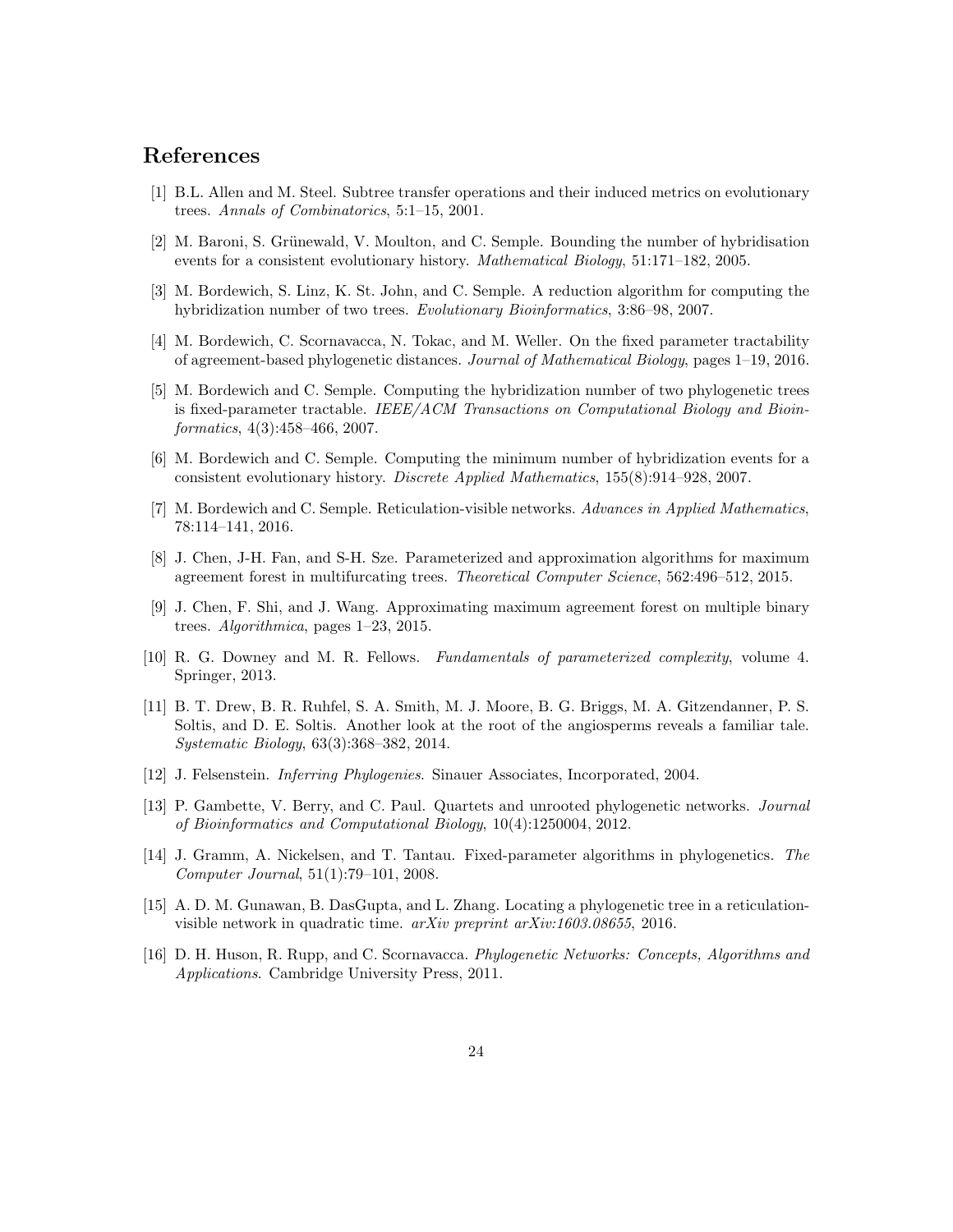## References

[1] B.L. Allen and M. Steel. Subtree transfer operations and their induced metrics on evolutionary trees. *Annals of Combinatorics*, 5:1–15, 2001.

[2] M. Baroni, S. Grünewald, V. Moulton, and C. Semple. Bounding the number of hybridisation events for a consistent evolutionary history. *Mathematical Biology*, 51:171–182, 2005.

[3] M. Bordewich, S. Linz, K. St. John, and C. Semple. A reduction algorithm for computing the hybridization number of two trees. *Evolutionary Bioinformatics*, 3:86–98, 2007.

[4] M. Bordewich, C. Scornavacca, N. Tokac, and M. Weller. On the fixed parameter tractability of agreement-based phylogenetic distances. *Journal of Mathematical Biology*, pages 1–19, 2016.

[5] M. Bordewich and C. Semple. Computing the hybridization number of two phylogenetic trees is fixed-parameter tractable. *IEEE/ACM Transactions on Computational Biology and Bioinformatics*, 4(3):458–466, 2007.

[6] M. Bordewich and C. Semple. Computing the minimum number of hybridization events for a consistent evolutionary history. *Discrete Applied Mathematics*, 155(8):914–928, 2007.

[7] M. Bordewich and C. Semple. Reticulation-visible networks. *Advances in Applied Mathematics*, 78:114–141, 2016.

[8] J. Chen, J-H. Fan, and S-H. Sze. Parameterized and approximation algorithms for maximum agreement forest in multifurcating trees. *Theoretical Computer Science*, 562:496–512, 2015.

[9] J. Chen, F. Shi, and J. Wang. Approximating maximum agreement forest on multiple binary trees. *Algorithmica*, pages 1–23, 2015.

[10] R. G. Downey and M. R. Fellows. *Fundamentals of parameterized complexity*, volume 4. Springer, 2013.

[11] B. T. Drew, B. R. Ruhfel, S. A. Smith, M. J. Moore, B. G. Briggs, M. A. Gitzendanner, P. S. Soltis, and D. E. Soltis. Another look at the root of the angiosperms reveals a familiar tale. *Systematic Biology*, 63(3):368–382, 2014.

[12] J. Felsenstein. *Inferring Phylogenies*. Sinauer Associates, Incorporated, 2004.

[13] P. Gambette, V. Berry, and C. Paul. Quartets and unrooted phylogenetic networks. *Journal of Bioinformatics and Computational Biology*, 10(4):1250004, 2012.

[14] J. Gramm, A. Nickelsen, and T. Tantau. Fixed-parameter algorithms in phylogenetics. *The Computer Journal*, 51(1):79–101, 2008.

[15] A. D. M. Gunawan, B. DasGupta, and L. Zhang. Locating a phylogenetic tree in a reticulation-visible network in quadratic time. *arXiv preprint arXiv:1603.08655*, 2016.

[16] D. H. Huson, R. Rupp, and C. Scornavacca. *Phylogenetic Networks: Concepts, Algorithms and Applications*. Cambridge University Press, 2011.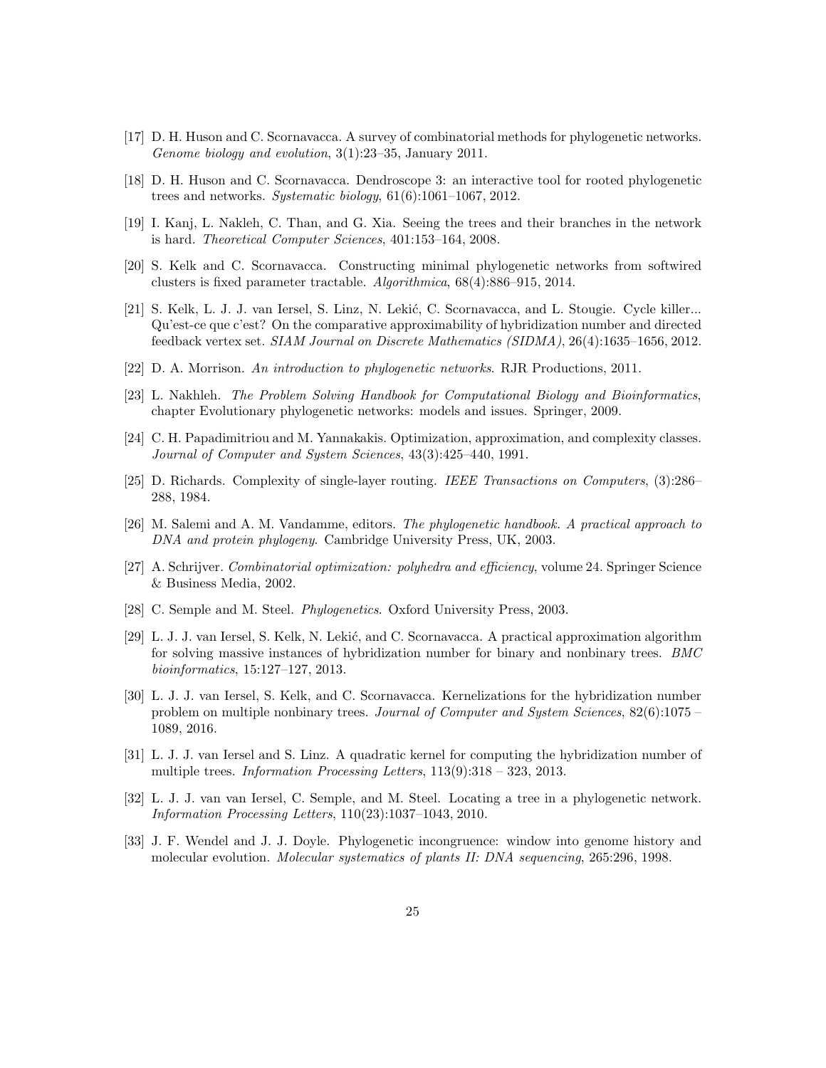[17] D. H. Huson and C. Scornavacca. A survey of combinatorial methods for phylogenetic networks. *Genome biology and evolution*, 3(1):23–35, January 2011.

[18] D. H. Huson and C. Scornavacca. Dendroscope 3: an interactive tool for rooted phylogenetic trees and networks. *Systematic biology*, 61(6):1061–1067, 2012.

[19] I. Kanj, L. Nakleh, C. Than, and G. Xia. Seeing the trees and their branches in the network is hard. *Theoretical Computer Sciences*, 401:153–164, 2008.

[20] S. Kelk and C. Scornavacca. Constructing minimal phylogenetic networks from softwired clusters is fixed parameter tractable. *Algorithmica*, 68(4):886–915, 2014.

[21] S. Kelk, L. J. J. van Iersel, S. Linz, N. Lekić, C. Scornavacca, and L. Stougie. Cycle killer... Qu'est-ce que c'est? On the comparative approximability of hybridization number and directed feedback vertex set. *SIAM Journal on Discrete Mathematics (SIDMA)*, 26(4):1635–1656, 2012.

[22] D. A. Morrison. *An introduction to phylogenetic networks*. RJR Productions, 2011.

[23] L. Nakhleh. *The Problem Solving Handbook for Computational Biology and Bioinformatics*, chapter Evolutionary phylogenetic networks: models and issues. Springer, 2009.

[24] C. H. Papadimitriou and M. Yannakakis. Optimization, approximation, and complexity classes. *Journal of Computer and System Sciences*, 43(3):425–440, 1991.

[25] D. Richards. Complexity of single-layer routing. *IEEE Transactions on Computers*, (3):286–288, 1984.

[26] M. Salemi and A. M. Vandamme, editors. *The phylogenetic handbook. A practical approach to DNA and protein phylogeny*. Cambridge University Press, UK, 2003.

[27] A. Schrijver. *Combinatorial optimization: polyhedra and efficiency*, volume 24. Springer Science & Business Media, 2002.

[28] C. Semple and M. Steel. *Phylogenetics*. Oxford University Press, 2003.

[29] L. J. J. van Iersel, S. Kelk, N. Lekić, and C. Scornavacca. A practical approximation algorithm for solving massive instances of hybridization number for binary and nonbinary trees. *BMC bioinformatics*, 15:127–127, 2013.

[30] L. J. J. van Iersel, S. Kelk, and C. Scornavacca. Kernelizations for the hybridization number problem on multiple nonbinary trees. *Journal of Computer and System Sciences*, 82(6):1075 – 1089, 2016.

[31] L. J. J. van Iersel and S. Linz. A quadratic kernel for computing the hybridization number of multiple trees. *Information Processing Letters*, 113(9):318 – 323, 2013.

[32] L. J. J. van van Iersel, C. Semple, and M. Steel. Locating a tree in a phylogenetic network. *Information Processing Letters*, 110(23):1037–1043, 2010.

[33] J. F. Wendel and J. J. Doyle. Phylogenetic incongruence: window into genome history and molecular evolution. *Molecular systematics of plants II: DNA sequencing*, 265:296, 1998.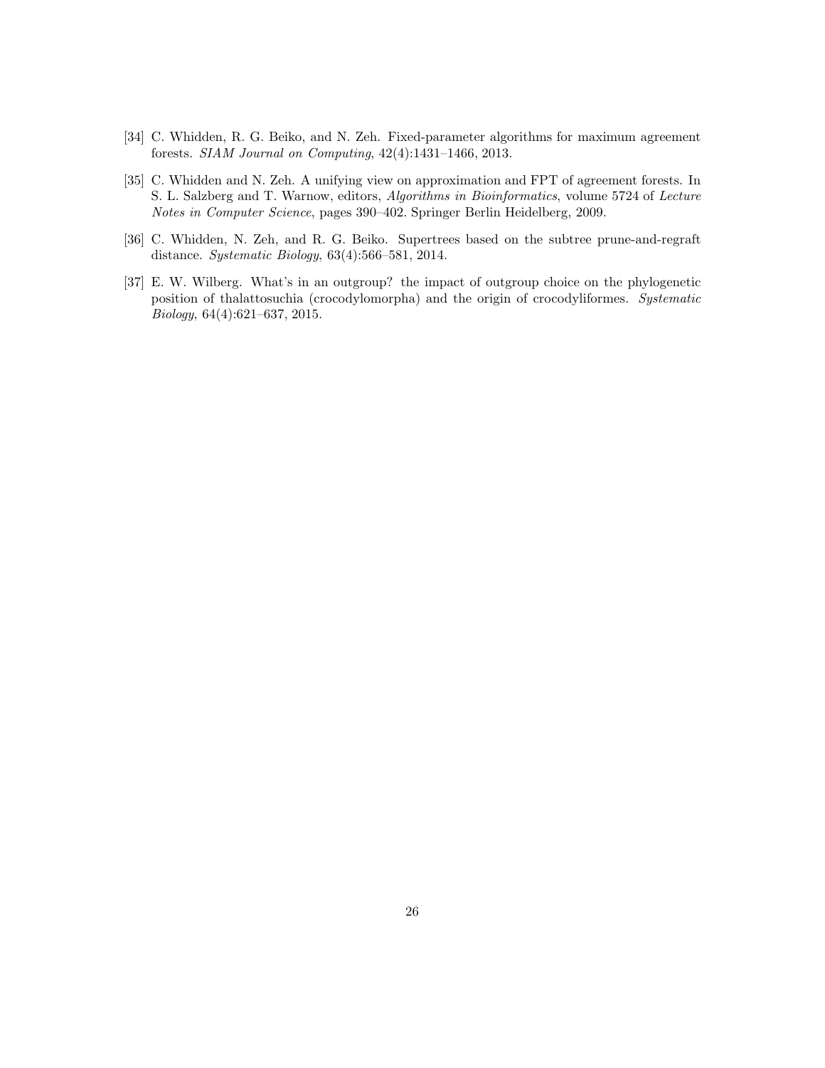[34] C. Whidden, R. G. Beiko, and N. Zeh. Fixed-parameter algorithms for maximum agreement forests. *SIAM Journal on Computing*, 42(4):1431–1466, 2013.

[35] C. Whidden and N. Zeh. A unifying view on approximation and FPT of agreement forests. In S. L. Salzberg and T. Warnow, editors, *Algorithms in Bioinformatics*, volume 5724 of *Lecture Notes in Computer Science*, pages 390–402. Springer Berlin Heidelberg, 2009.

[36] C. Whidden, N. Zeh, and R. G. Beiko. Supertrees based on the subtree prune-and-regraft distance. *Systematic Biology*, 63(4):566–581, 2014.

[37] E. W. Wilberg. What's in an outgroup? the impact of outgroup choice on the phylogenetic position of thalattosuchia (crocodylomorpha) and the origin of crocodyliformes. *Systematic Biology*, 64(4):621–637, 2015.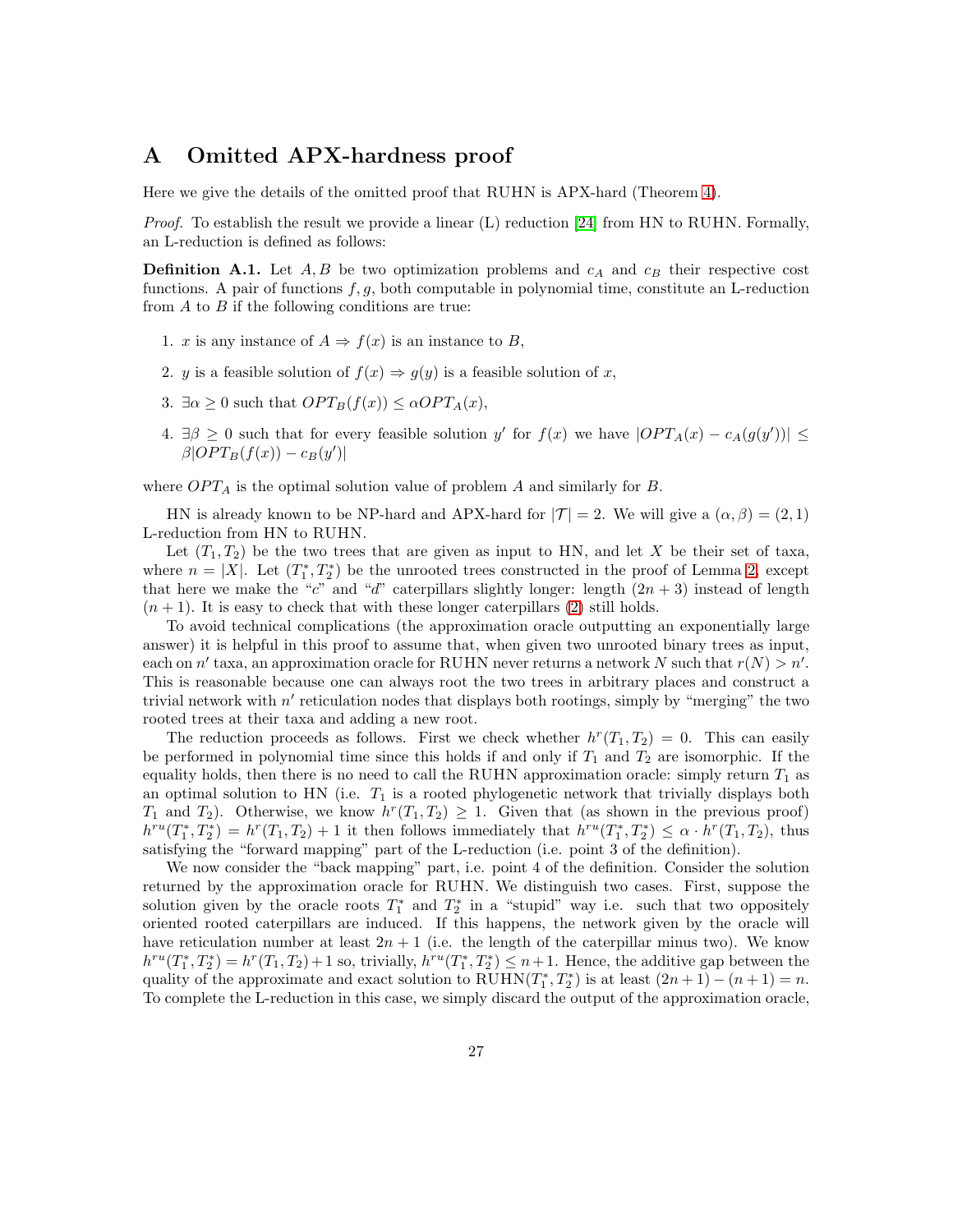# A Omitted APX-hardness proof

Here we give the details of the omitted proof that RUHN is APX-hard (Theorem 4).

*Proof.* To establish the result we provide a linear (L) reduction [24] from HN to RUHN. Formally, an L-reduction is defined as follows:

**Definition A.1.** Let $A, B$ be two optimization problems and $c_A$ and $c_B$ their respective cost functions. A pair of functions $f, g$, both computable in polynomial time, constitute an L-reduction from $A$ to $B$ if the following conditions are true:

1. $x$ is any instance of $A \Rightarrow f(x)$ is an instance to $B$,
2. $y$ is a feasible solution of $f(x) \Rightarrow g(y)$ is a feasible solution of $x$,
3. $\exists \alpha \geq 0$ such that $OPT_B(f(x)) \leq \alpha OPT_A(x)$,
4. $\exists \beta \geq 0$ such that for every feasible solution $y'$ for $f(x)$ we have $|OPT_A(x) - c_A(g(y'))| \leq \beta |OPT_B(f(x)) - c_B(y')|$

where $OPT_A$ is the optimal solution value of problem $A$ and similarly for $B$.

HN is already known to be NP-hard and APX-hard for $|\mathcal{T}| = 2$. We will give a $(\alpha, \beta) = (2, 1)$ L-reduction from HN to RUHN.

Let $(T_1, T_2)$ be the two trees that are given as input to HN, and let $X$ be their set of taxa, where $n = |X|$. Let $(T_1^*, T_2^*)$ be the unrooted trees constructed in the proof of Lemma 2, except that here we make the "$c$" and "$d$" caterpillars slightly longer: length $(2n+3)$ instead of length $(n+1)$. It is easy to check that with these longer caterpillars (2) still holds.

To avoid technical complications (the approximation oracle outputting an exponentially large answer) it is helpful in this proof to assume that, when given two unrooted binary trees as input, each on $n'$ taxa, an approximation oracle for RUHN never returns a network $N$ such that $r(N) > n'$. This is reasonable because one can always root the two trees in arbitrary places and construct a trivial network with $n'$ reticulation nodes that displays both rootings, simply by "merging" the two rooted trees at their taxa and adding a new root.

The reduction proceeds as follows. First we check whether $h^r(T_1, T_2) = 0$. This can easily be performed in polynomial time since this holds if and only if $T_1$ and $T_2$ are isomorphic. If the equality holds, then there is no need to call the RUHN approximation oracle: simply return $T_1$ as an optimal solution to HN (i.e. $T_1$ is a rooted phylogenetic network that trivially displays both $T_1$ and $T_2$). Otherwise, we know $h^r(T_1, T_2) \geq 1$. Given that (as shown in the previous proof) $h^{ru}(T_1^*, T_2^*) = h^r(T_1, T_2) + 1$ it then follows immediately that $h^{ru}(T_1^*, T_2^*) \leq \alpha \cdot h^r(T_1, T_2)$, thus satisfying the "forward mapping" part of the L-reduction (i.e. point 3 of the definition).

We now consider the "back mapping" part, i.e. point 4 of the definition. Consider the solution returned by the approximation oracle for RUHN. We distinguish two cases. First, suppose the solution given by the oracle roots $T_1^*$ and $T_2^*$ in a "stupid" way i.e. such that two oppositely oriented rooted caterpillars are induced. If this happens, the network given by the oracle will have reticulation number at least $2n+1$ (i.e. the length of the caterpillar minus two). We know $h^{ru}(T_1^*, T_2^*) = h^r(T_1, T_2) + 1$ so, trivially, $h^{ru}(T_1^*, T_2^*) \leq n+1$. Hence, the additive gap between the quality of the approximate and exact solution to RUHN$(T_1^*, T_2^*)$ is at least $(2n+1) - (n+1) = n$. To complete the L-reduction in this case, we simply discard the output of the approximation oracle,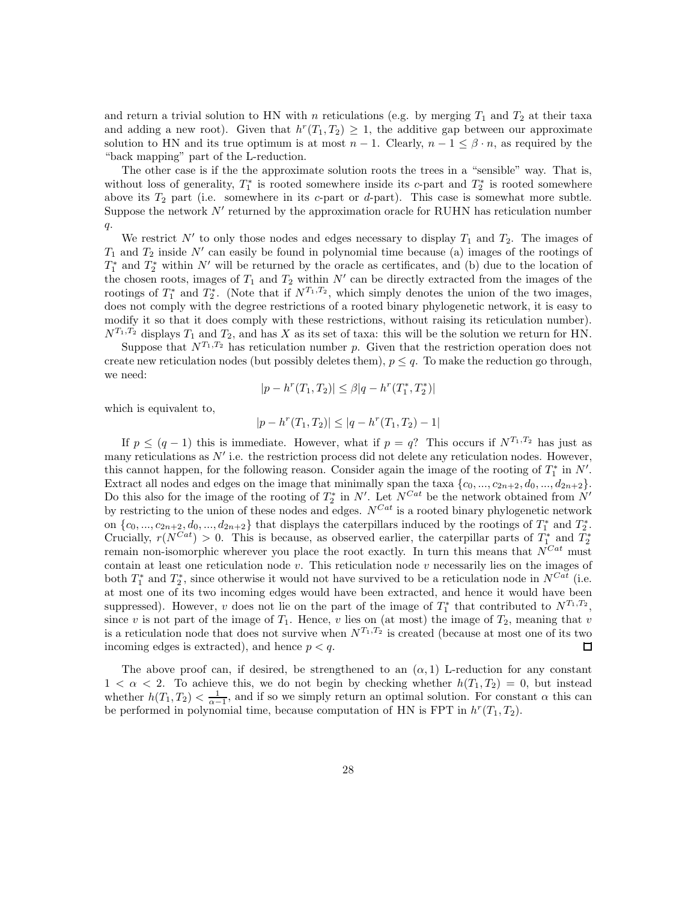and return a trivial solution to HN with $n$ reticulations (e.g. by merging $T_1$ and $T_2$ at their taxa and adding a new root). Given that $h^r(T_1, T_2) \geq 1$, the additive gap between our approximate solution to HN and its true optimum is at most $n - 1$. Clearly, $n - 1 \leq \beta \cdot n$, as required by the "back mapping" part of the L-reduction.

The other case is if the the approximate solution roots the trees in a "sensible" way. That is, without loss of generality, $T_1^*$ is rooted somewhere inside its $c$-part and $T_2^*$ is rooted somewhere above its $T_2$ part (i.e. somewhere in its $c$-part or $d$-part). This case is somewhat more subtle. Suppose the network $N'$ returned by the approximation oracle for RUHN has reticulation number $q$.

We restrict $N'$ to only those nodes and edges necessary to display $T_1$ and $T_2$. The images of $T_1$ and $T_2$ inside $N'$ can easily be found in polynomial time because (a) images of the rootings of $T_1^*$ and $T_2^*$ within $N'$ will be returned by the oracle as certificates, and (b) due to the location of the chosen roots, images of $T_1$ and $T_2$ within $N'$ can be directly extracted from the images of the rootings of $T_1^*$ and $T_2^*$. (Note that if $N^{T_1,T_2}$, which simply denotes the union of the two images, does not comply with the degree restrictions of a rooted binary phylogenetic network, it is easy to modify it so that it does comply with these restrictions, without raising its reticulation number). $N^{T_1,T_2}$ displays $T_1$ and $T_2$, and has $X$ as its set of taxa: this will be the solution we return for HN.

Suppose that $N^{T_1,T_2}$ has reticulation number $p$. Given that the restriction operation does not create new reticulation nodes (but possibly deletes them), $p \leq q$. To make the reduction go through, we need:

$$|p - h^r(T_1, T_2)| \leq \beta |q - h^r(T_1^*, T_2^*)|$$

which is equivalent to,

$$|p - h^r(T_1, T_2)| \leq |q - h^r(T_1, T_2) - 1|$$

If $p \leq (q - 1)$ this is immediate. However, what if $p = q$? This occurs if $N^{T_1,T_2}$ has just as many reticulations as $N'$ i.e. the restriction process did not delete any reticulation nodes. However, this cannot happen, for the following reason. Consider again the image of the rooting of $T_1^*$ in $N'$. Extract all nodes and edges on the image that minimally span the taxa $\{c_0, ..., c_{2n+2}, d_0, ..., d_{2n+2}\}$. Do this also for the image of the rooting of $T_2^*$ in $N'$. Let $N^{Cat}$ be the network obtained from $N'$ by restricting to the union of these nodes and edges. $N^{Cat}$ is a rooted binary phylogenetic network on $\{c_0, ..., c_{2n+2}, d_0, ..., d_{2n+2}\}$ that displays the caterpillars induced by the rootings of $T_1^*$ and $T_2^*$. Crucially, $r(N^{Cat}) > 0$. This is because, as observed earlier, the caterpillar parts of $T_1^*$ and $T_2^*$ remain non-isomorphic wherever you place the root exactly. In turn this means that $N^{Cat}$ must contain at least one reticulation node $v$. This reticulation node $v$ necessarily lies on the images of both $T_1^*$ and $T_2^*$, since otherwise it would not have survived to be a reticulation node in $N^{Cat}$ (i.e. at most one of its two incoming edges would have been extracted, and hence it would have been suppressed). However, $v$ does not lie on the part of the image of $T_1^*$ that contributed to $N^{T_1,T_2}$, since $v$ is not part of the image of $T_1$. Hence, $v$ lies on (at most) the image of $T_2$, meaning that $v$ is a reticulation node that does not survive when $N^{T_1,T_2}$ is created (because at most one of its two incoming edges is extracted), and hence $p < q$. □

The above proof can, if desired, be strengthened to an $(\alpha, 1)$ L-reduction for any constant $1 < \alpha < 2$. To achieve this, we do not begin by checking whether $h(T_1, T_2) = 0$, but instead whether $h(T_1, T_2) < \frac{1}{\alpha - 1}$, and if so we simply return an optimal solution. For constant $\alpha$ this can be performed in polynomial time, because computation of HN is FPT in $h^r(T_1, T_2)$.